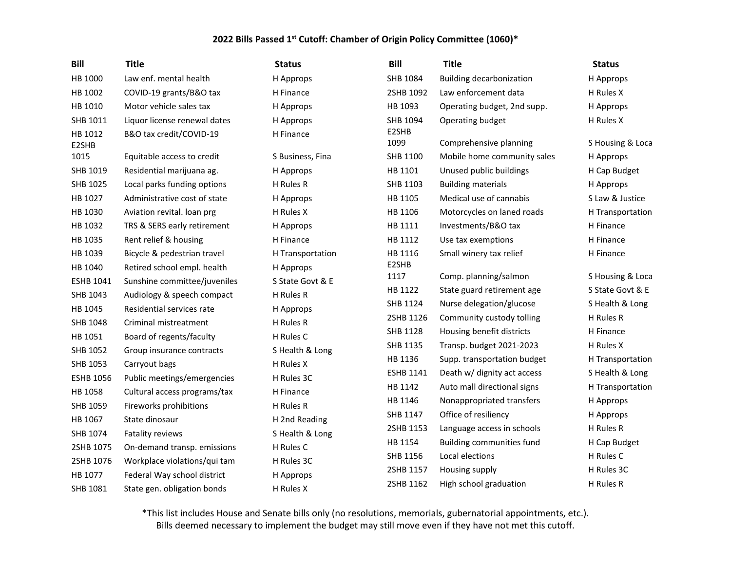# 2022 Bills Passed 1st Cutoff: Chamber of Origin Policy Committee (1060)*

| Bill | Title | Status |
|---|---|---|
| HB 1000 | Law enf. mental health | H Approps |
| HB 1002 | COVID-19 grants/B&O tax | H Finance |
| HB 1010 | Motor vehicle sales tax | H Approps |
| SHB 1011 | Liquor license renewal dates | H Approps |
| HB 1012 | B&O tax credit/COVID-19 | H Finance |
| E2SHB 1015 | Equitable access to credit | S Business, Fina |
| SHB 1019 | Residential marijuana ag. | H Approps |
| SHB 1025 | Local parks funding options | H Rules R |
| HB 1027 | Administrative cost of state | H Approps |
| HB 1030 | Aviation revital. loan prg | H Rules X |
| HB 1032 | TRS & SERS early retirement | H Approps |
| HB 1035 | Rent relief & housing | H Finance |
| HB 1039 | Bicycle & pedestrian travel | H Transportation |
| HB 1040 | Retired school empl. health | H Approps |
| ESHB 1041 | Sunshine committee/juveniles | S State Govt & E |
| SHB 1043 | Audiology & speech compact | H Rules R |
| HB 1045 | Residential services rate | H Approps |
| SHB 1048 | Criminal mistreatment | H Rules R |
| HB 1051 | Board of regents/faculty | H Rules C |
| SHB 1052 | Group insurance contracts | S Health & Long |
| SHB 1053 | Carryout bags | H Rules X |
| ESHB 1056 | Public meetings/emergencies | H Rules 3C |
| HB 1058 | Cultural access programs/tax | H Finance |
| SHB 1059 | Fireworks prohibitions | H Rules R |
| HB 1067 | State dinosaur | H 2nd Reading |
| SHB 1074 | Fatality reviews | S Health & Long |
| 2SHB 1075 | On-demand transp. emissions | H Rules C |
| 2SHB 1076 | Workplace violations/qui tam | H Rules 3C |
| HB 1077 | Federal Way school district | H Approps |
| SHB 1081 | State gen. obligation bonds | H Rules X |
| SHB 1084 | Building decarbonization | H Approps |
| 2SHB 1092 | Law enforcement data | H Rules X |
| HB 1093 | Operating budget, 2nd supp. | H Approps |
| SHB 1094 | Operating budget | H Rules X |
| E2SHB 1099 | Comprehensive planning | S Housing & Loca |
| SHB 1100 | Mobile home community sales | H Approps |
| HB 1101 | Unused public buildings | H Cap Budget |
| SHB 1103 | Building materials | H Approps |
| HB 1105 | Medical use of cannabis | S Law & Justice |
| HB 1106 | Motorcycles on laned roads | H Transportation |
| HB 1111 | Investments/B&O tax | H Finance |
| HB 1112 | Use tax exemptions | H Finance |
| HB 1116 | Small winery tax relief | H Finance |
| E2SHB 1117 | Comp. planning/salmon | S Housing & Loca |
| HB 1122 | State guard retirement age | S State Govt & E |
| SHB 1124 | Nurse delegation/glucose | S Health & Long |
| 2SHB 1126 | Community custody tolling | H Rules R |
| SHB 1128 | Housing benefit districts | H Finance |
| SHB 1135 | Transp. budget 2021-2023 | H Rules X |
| HB 1136 | Supp. transportation budget | H Transportation |
| ESHB 1141 | Death w/ dignity act access | S Health & Long |
| HB 1142 | Auto mall directional signs | H Transportation |
| HB 1146 | Nonappropriated transfers | H Approps |
| SHB 1147 | Office of resiliency | H Approps |
| 2SHB 1153 | Language access in schools | H Rules R |
| HB 1154 | Building communities fund | H Cap Budget |
| SHB 1156 | Local elections | H Rules C |
| 2SHB 1157 | Housing supply | H Rules 3C |
| 2SHB 1162 | High school graduation | H Rules R |

*This list includes House and Senate bills only (no resolutions, memorials, gubernatorial appointments, etc.).
Bills deemed necessary to implement the budget may still move even if they have not met this cutoff.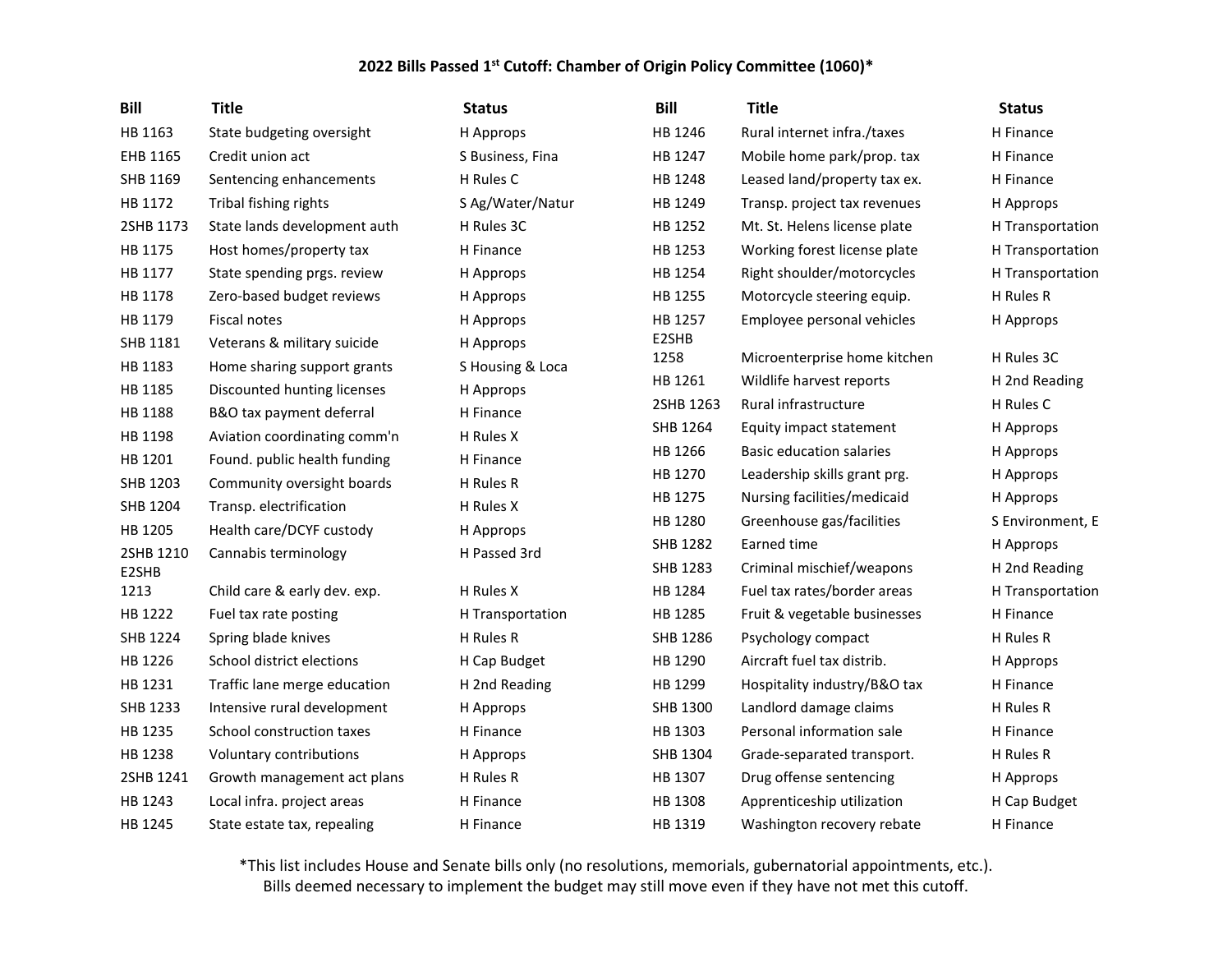### 2022 Bills Passed 1st Cutoff: Chamber of Origin Policy Committee (1060)*

| Bill | Title | Status |
|---|---|---|
| HB 1163 | State budgeting oversight | H Approps |
| EHB 1165 | Credit union act | S Business, Fina |
| SHB 1169 | Sentencing enhancements | H Rules C |
| HB 1172 | Tribal fishing rights | S Ag/Water/Natur |
| 2SHB 1173 | State lands development auth | H Rules 3C |
| HB 1175 | Host homes/property tax | H Finance |
| HB 1177 | State spending prgs. review | H Approps |
| HB 1178 | Zero-based budget reviews | H Approps |
| HB 1179 | Fiscal notes | H Approps |
| SHB 1181 | Veterans & military suicide | H Approps |
| HB 1183 | Home sharing support grants | S Housing & Loca |
| HB 1185 | Discounted hunting licenses | H Approps |
| HB 1188 | B&O tax payment deferral | H Finance |
| HB 1198 | Aviation coordinating comm'n | H Rules X |
| HB 1201 | Found. public health funding | H Finance |
| SHB 1203 | Community oversight boards | H Rules R |
| SHB 1204 | Transp. electrification | H Rules X |
| HB 1205 | Health care/DCYF custody | H Approps |
| 2SHB 1210 | Cannabis terminology | H Passed 3rd |
| E2SHB 1213 | Child care & early dev. exp. | H Rules X |
| HB 1222 | Fuel tax rate posting | H Transportation |
| SHB 1224 | Spring blade knives | H Rules R |
| HB 1226 | School district elections | H Cap Budget |
| HB 1231 | Traffic lane merge education | H 2nd Reading |
| SHB 1233 | Intensive rural development | H Approps |
| HB 1235 | School construction taxes | H Finance |
| HB 1238 | Voluntary contributions | H Approps |
| 2SHB 1241 | Growth management act plans | H Rules R |
| HB 1243 | Local infra. project areas | H Finance |
| HB 1245 | State estate tax, repealing | H Finance |
| HB 1246 | Rural internet infra./taxes | H Finance |
| HB 1247 | Mobile home park/prop. tax | H Finance |
| HB 1248 | Leased land/property tax ex. | H Finance |
| HB 1249 | Transp. project tax revenues | H Approps |
| HB 1252 | Mt. St. Helens license plate | H Transportation |
| HB 1253 | Working forest license plate | H Transportation |
| HB 1254 | Right shoulder/motorcycles | H Transportation |
| HB 1255 | Motorcycle steering equip. | H Rules R |
| HB 1257 | Employee personal vehicles | H Approps |
| E2SHB 1258 | Microenterprise home kitchen | H Rules 3C |
| HB 1261 | Wildlife harvest reports | H 2nd Reading |
| 2SHB 1263 | Rural infrastructure | H Rules C |
| SHB 1264 | Equity impact statement | H Approps |
| HB 1266 | Basic education salaries | H Approps |
| HB 1270 | Leadership skills grant prg. | H Approps |
| HB 1275 | Nursing facilities/medicaid | H Approps |
| HB 1280 | Greenhouse gas/facilities | S Environment, E |
| SHB 1282 | Earned time | H Approps |
| SHB 1283 | Criminal mischief/weapons | H 2nd Reading |
| HB 1284 | Fuel tax rates/border areas | H Transportation |
| HB 1285 | Fruit & vegetable businesses | H Finance |
| SHB 1286 | Psychology compact | H Rules R |
| HB 1290 | Aircraft fuel tax distrib. | H Approps |
| HB 1299 | Hospitality industry/B&O tax | H Finance |
| SHB 1300 | Landlord damage claims | H Rules R |
| HB 1303 | Personal information sale | H Finance |
| SHB 1304 | Grade-separated transport. | H Rules R |
| HB 1307 | Drug offense sentencing | H Approps |
| HB 1308 | Apprenticeship utilization | H Cap Budget |
| HB 1319 | Washington recovery rebate | H Finance |

*This list includes House and Senate bills only (no resolutions, memorials, gubernatorial appointments, etc.). Bills deemed necessary to implement the budget may still move even if they have not met this cutoff.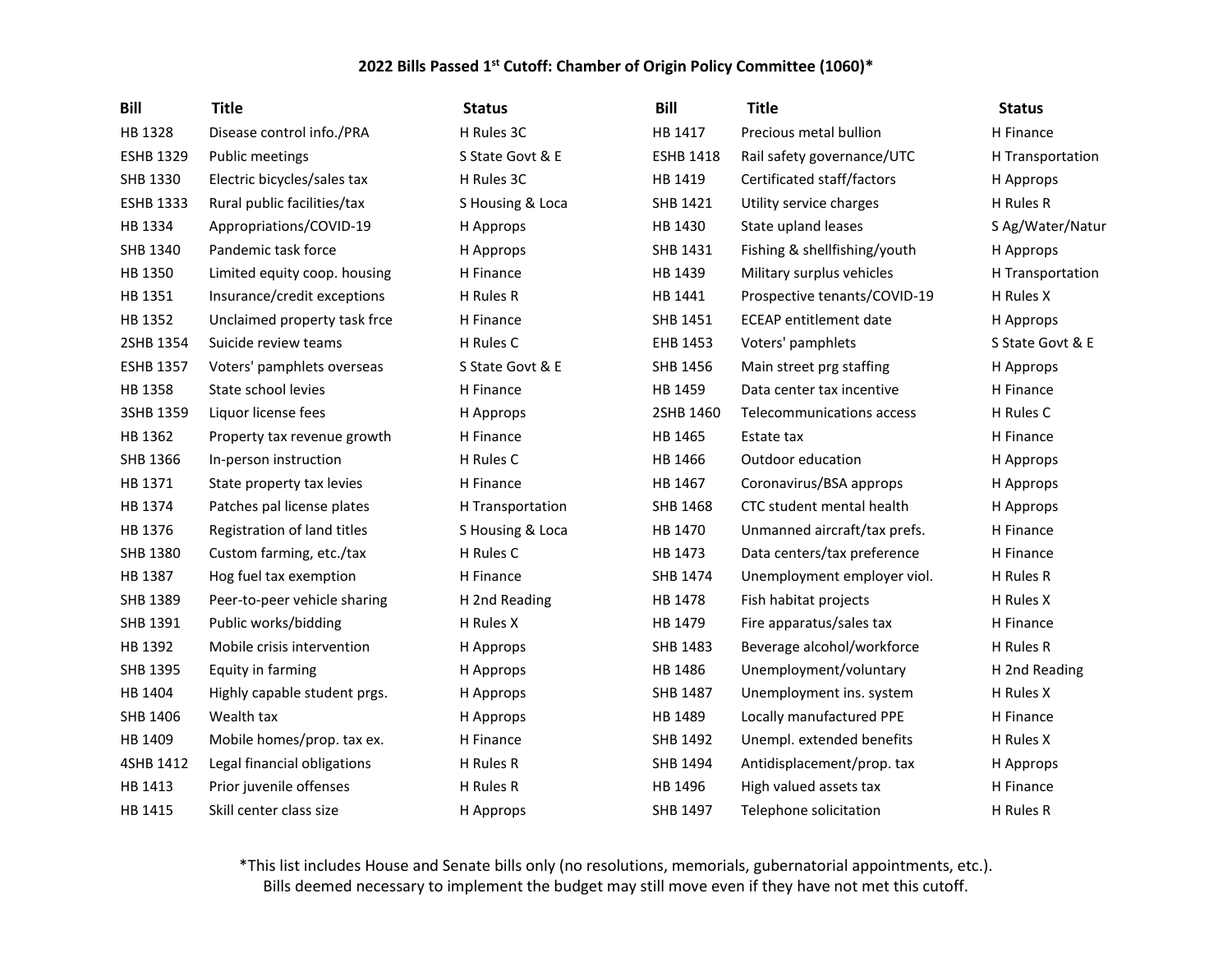**2022 Bills Passed 1st Cutoff: Chamber of Origin Policy Committee (1060)***

| Bill | Title | Status | Bill | Title | Status |
|---|---|---|---|---|---|
| HB 1328 | Disease control info./PRA | H Rules 3C | HB 1417 | Precious metal bullion | H Finance |
| ESHB 1329 | Public meetings | S State Govt & E | ESHB 1418 | Rail safety governance/UTC | H Transportation |
| SHB 1330 | Electric bicycles/sales tax | H Rules 3C | HB 1419 | Certificated staff/factors | H Approps |
| ESHB 1333 | Rural public facilities/tax | S Housing & Loca | SHB 1421 | Utility service charges | H Rules R |
| HB 1334 | Appropriations/COVID-19 | H Approps | HB 1430 | State upland leases | S Ag/Water/Natur |
| SHB 1340 | Pandemic task force | H Approps | SHB 1431 | Fishing & shellfishing/youth | H Approps |
| HB 1350 | Limited equity coop. housing | H Finance | HB 1439 | Military surplus vehicles | H Transportation |
| HB 1351 | Insurance/credit exceptions | H Rules R | HB 1441 | Prospective tenants/COVID-19 | H Rules X |
| HB 1352 | Unclaimed property task frce | H Finance | SHB 1451 | ECEAP entitlement date | H Approps |
| 2SHB 1354 | Suicide review teams | H Rules C | EHB 1453 | Voters' pamphlets | S State Govt & E |
| ESHB 1357 | Voters' pamphlets overseas | S State Govt & E | SHB 1456 | Main street prg staffing | H Approps |
| HB 1358 | State school levies | H Finance | HB 1459 | Data center tax incentive | H Finance |
| 3SHB 1359 | Liquor license fees | H Approps | 2SHB 1460 | Telecommunications access | H Rules C |
| HB 1362 | Property tax revenue growth | H Finance | HB 1465 | Estate tax | H Finance |
| SHB 1366 | In-person instruction | H Rules C | HB 1466 | Outdoor education | H Approps |
| HB 1371 | State property tax levies | H Finance | HB 1467 | Coronavirus/BSA approps | H Approps |
| HB 1374 | Patches pal license plates | H Transportation | SHB 1468 | CTC student mental health | H Approps |
| HB 1376 | Registration of land titles | S Housing & Loca | HB 1470 | Unmanned aircraft/tax prefs. | H Finance |
| SHB 1380 | Custom farming, etc./tax | H Rules C | HB 1473 | Data centers/tax preference | H Finance |
| HB 1387 | Hog fuel tax exemption | H Finance | SHB 1474 | Unemployment employer viol. | H Rules R |
| SHB 1389 | Peer-to-peer vehicle sharing | H 2nd Reading | HB 1478 | Fish habitat projects | H Rules X |
| SHB 1391 | Public works/bidding | H Rules X | HB 1479 | Fire apparatus/sales tax | H Finance |
| HB 1392 | Mobile crisis intervention | H Approps | SHB 1483 | Beverage alcohol/workforce | H Rules R |
| SHB 1395 | Equity in farming | H Approps | HB 1486 | Unemployment/voluntary | H 2nd Reading |
| HB 1404 | Highly capable student prgs. | H Approps | SHB 1487 | Unemployment ins. system | H Rules X |
| SHB 1406 | Wealth tax | H Approps | HB 1489 | Locally manufactured PPE | H Finance |
| HB 1409 | Mobile homes/prop. tax ex. | H Finance | SHB 1492 | Unempl. extended benefits | H Rules X |
| 4SHB 1412 | Legal financial obligations | H Rules R | SHB 1494 | Antidisplacement/prop. tax | H Approps |
| HB 1413 | Prior juvenile offenses | H Rules R | HB 1496 | High valued assets tax | H Finance |
| HB 1415 | Skill center class size | H Approps | SHB 1497 | Telephone solicitation | H Rules R |

*This list includes House and Senate bills only (no resolutions, memorials, gubernatorial appointments, etc.). Bills deemed necessary to implement the budget may still move even if they have not met this cutoff.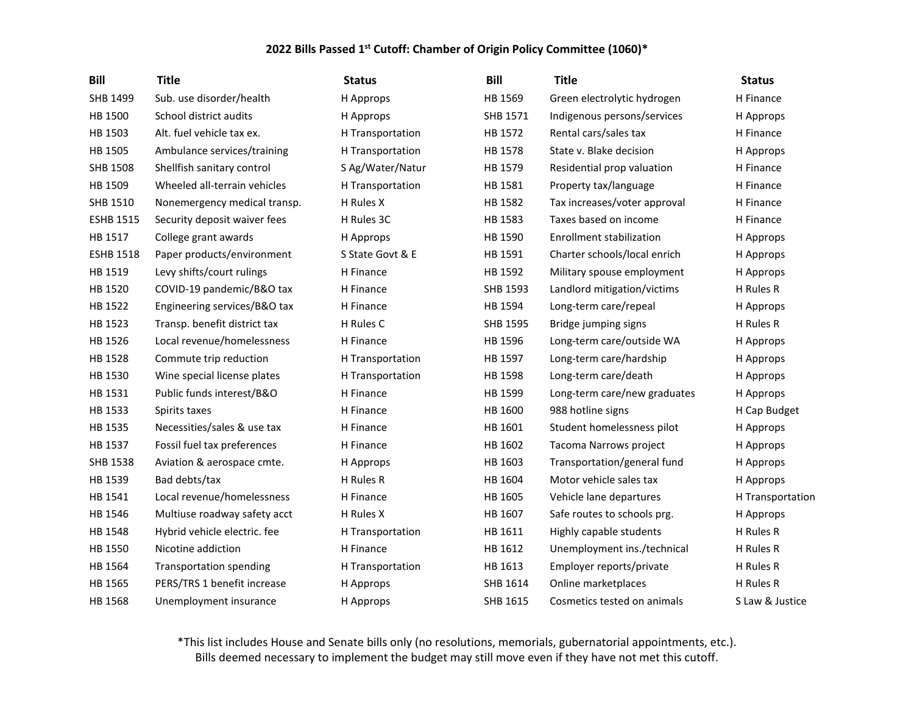### 2022 Bills Passed 1st Cutoff: Chamber of Origin Policy Committee (1060)*

| Bill | Title | Status | Bill | Title | Status |
|---|---|---|---|---|---|
| SHB 1499 | Sub. use disorder/health | H Approps | HB 1569 | Green electrolytic hydrogen | H Finance |
| HB 1500 | School district audits | H Approps | SHB 1571 | Indigenous persons/services | H Approps |
| HB 1503 | Alt. fuel vehicle tax ex. | H Transportation | HB 1572 | Rental cars/sales tax | H Finance |
| HB 1505 | Ambulance services/training | H Transportation | HB 1578 | State v. Blake decision | H Approps |
| SHB 1508 | Shellfish sanitary control | S Ag/Water/Natur | HB 1579 | Residential prop valuation | H Finance |
| HB 1509 | Wheeled all-terrain vehicles | H Transportation | HB 1581 | Property tax/language | H Finance |
| SHB 1510 | Nonemergency medical transp. | H Rules X | HB 1582 | Tax increases/voter approval | H Finance |
| ESHB 1515 | Security deposit waiver fees | H Rules 3C | HB 1583 | Taxes based on income | H Finance |
| HB 1517 | College grant awards | H Approps | HB 1590 | Enrollment stabilization | H Approps |
| ESHB 1518 | Paper products/environment | S State Govt & E | HB 1591 | Charter schools/local enrich | H Approps |
| HB 1519 | Levy shifts/court rulings | H Finance | HB 1592 | Military spouse employment | H Approps |
| HB 1520 | COVID-19 pandemic/B&O tax | H Finance | SHB 1593 | Landlord mitigation/victims | H Rules R |
| HB 1522 | Engineering services/B&O tax | H Finance | HB 1594 | Long-term care/repeal | H Approps |
| HB 1523 | Transp. benefit district tax | H Rules C | SHB 1595 | Bridge jumping signs | H Rules R |
| HB 1526 | Local revenue/homelessness | H Finance | HB 1596 | Long-term care/outside WA | H Approps |
| HB 1528 | Commute trip reduction | H Transportation | HB 1597 | Long-term care/hardship | H Approps |
| HB 1530 | Wine special license plates | H Transportation | HB 1598 | Long-term care/death | H Approps |
| HB 1531 | Public funds interest/B&O | H Finance | HB 1599 | Long-term care/new graduates | H Approps |
| HB 1533 | Spirits taxes | H Finance | HB 1600 | 988 hotline signs | H Cap Budget |
| HB 1535 | Necessities/sales & use tax | H Finance | HB 1601 | Student homelessness pilot | H Approps |
| HB 1537 | Fossil fuel tax preferences | H Finance | HB 1602 | Tacoma Narrows project | H Approps |
| SHB 1538 | Aviation & aerospace cmte. | H Approps | HB 1603 | Transportation/general fund | H Approps |
| HB 1539 | Bad debts/tax | H Rules R | HB 1604 | Motor vehicle sales tax | H Approps |
| HB 1541 | Local revenue/homelessness | H Finance | HB 1605 | Vehicle lane departures | H Transportation |
| HB 1546 | Multiuse roadway safety acct | H Rules X | HB 1607 | Safe routes to schools prg. | H Approps |
| HB 1548 | Hybrid vehicle electric. fee | H Transportation | HB 1611 | Highly capable students | H Rules R |
| HB 1550 | Nicotine addiction | H Finance | HB 1612 | Unemployment ins./technical | H Rules R |
| HB 1564 | Transportation spending | H Transportation | HB 1613 | Employer reports/private | H Rules R |
| HB 1565 | PERS/TRS 1 benefit increase | H Approps | SHB 1614 | Online marketplaces | H Rules R |
| HB 1568 | Unemployment insurance | H Approps | SHB 1615 | Cosmetics tested on animals | S Law & Justice |

*This list includes House and Senate bills only (no resolutions, memorials, gubernatorial appointments, etc.). Bills deemed necessary to implement the budget may still move even if they have not met this cutoff.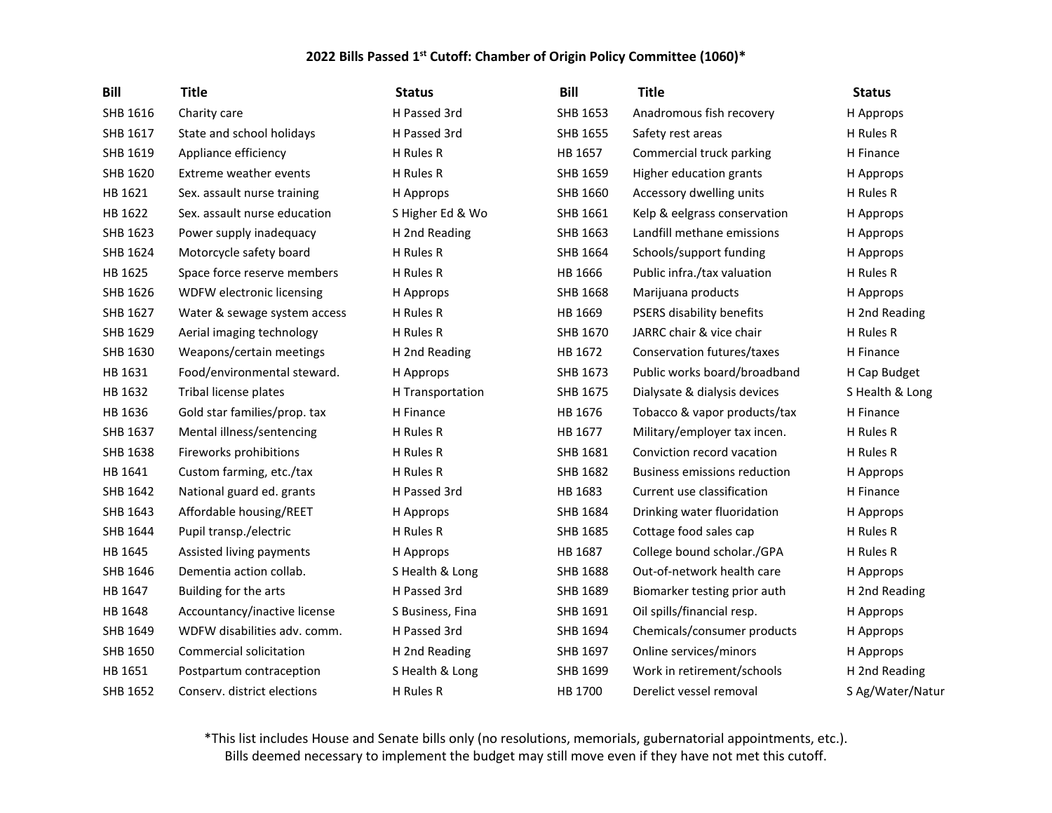**2022 Bills Passed 1st Cutoff: Chamber of Origin Policy Committee (1060)***

| Bill | Title | Status | Bill | Title | Status |
|---|---|---|---|---|---|
| SHB 1616 | Charity care | H Passed 3rd | SHB 1653 | Anadromous fish recovery | H Approps |
| SHB 1617 | State and school holidays | H Passed 3rd | SHB 1655 | Safety rest areas | H Rules R |
| SHB 1619 | Appliance efficiency | H Rules R | HB 1657 | Commercial truck parking | H Finance |
| SHB 1620 | Extreme weather events | H Rules R | SHB 1659 | Higher education grants | H Approps |
| HB 1621 | Sex. assault nurse training | H Approps | SHB 1660 | Accessory dwelling units | H Rules R |
| HB 1622 | Sex. assault nurse education | S Higher Ed & Wo | SHB 1661 | Kelp & eelgrass conservation | H Approps |
| SHB 1623 | Power supply inadequacy | H 2nd Reading | SHB 1663 | Landfill methane emissions | H Approps |
| SHB 1624 | Motorcycle safety board | H Rules R | SHB 1664 | Schools/support funding | H Approps |
| HB 1625 | Space force reserve members | H Rules R | HB 1666 | Public infra./tax valuation | H Rules R |
| SHB 1626 | WDFW electronic licensing | H Approps | SHB 1668 | Marijuana products | H Approps |
| SHB 1627 | Water & sewage system access | H Rules R | HB 1669 | PSERS disability benefits | H 2nd Reading |
| SHB 1629 | Aerial imaging technology | H Rules R | SHB 1670 | JARRC chair & vice chair | H Rules R |
| SHB 1630 | Weapons/certain meetings | H 2nd Reading | HB 1672 | Conservation futures/taxes | H Finance |
| HB 1631 | Food/environmental steward. | H Approps | SHB 1673 | Public works board/broadband | H Cap Budget |
| HB 1632 | Tribal license plates | H Transportation | SHB 1675 | Dialysate & dialysis devices | S Health & Long |
| HB 1636 | Gold star families/prop. tax | H Finance | HB 1676 | Tobacco & vapor products/tax | H Finance |
| SHB 1637 | Mental illness/sentencing | H Rules R | HB 1677 | Military/employer tax incen. | H Rules R |
| SHB 1638 | Fireworks prohibitions | H Rules R | SHB 1681 | Conviction record vacation | H Rules R |
| HB 1641 | Custom farming, etc./tax | H Rules R | SHB 1682 | Business emissions reduction | H Approps |
| SHB 1642 | National guard ed. grants | H Passed 3rd | HB 1683 | Current use classification | H Finance |
| SHB 1643 | Affordable housing/REET | H Approps | SHB 1684 | Drinking water fluoridation | H Approps |
| SHB 1644 | Pupil transp./electric | H Rules R | SHB 1685 | Cottage food sales cap | H Rules R |
| HB 1645 | Assisted living payments | H Approps | HB 1687 | College bound scholar./GPA | H Rules R |
| SHB 1646 | Dementia action collab. | S Health & Long | SHB 1688 | Out-of-network health care | H Approps |
| HB 1647 | Building for the arts | H Passed 3rd | SHB 1689 | Biomarker testing prior auth | H 2nd Reading |
| HB 1648 | Accountancy/inactive license | S Business, Fina | SHB 1691 | Oil spills/financial resp. | H Approps |
| SHB 1649 | WDFW disabilities adv. comm. | H Passed 3rd | SHB 1694 | Chemicals/consumer products | H Approps |
| SHB 1650 | Commercial solicitation | H 2nd Reading | SHB 1697 | Online services/minors | H Approps |
| HB 1651 | Postpartum contraception | S Health & Long | SHB 1699 | Work in retirement/schools | H 2nd Reading |
| SHB 1652 | Conserv. district elections | H Rules R | HB 1700 | Derelict vessel removal | S Ag/Water/Natur |

*This list includes House and Senate bills only (no resolutions, memorials, gubernatorial appointments, etc.). Bills deemed necessary to implement the budget may still move even if they have not met this cutoff.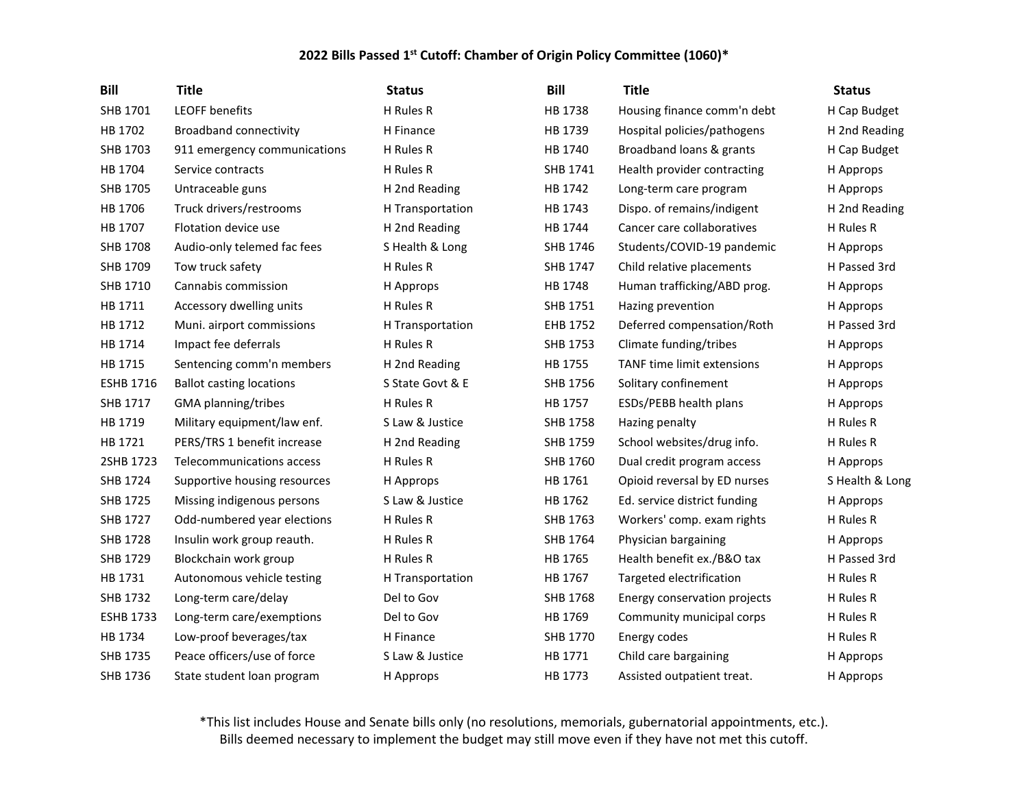### 2022 Bills Passed 1st Cutoff: Chamber of Origin Policy Committee (1060)*

| Bill | Title | Status | Bill | Title | Status |
|---|---|---|---|---|---|
| SHB 1701 | LEOFF benefits | H Rules R | HB 1738 | Housing finance comm'n debt | H Cap Budget |
| HB 1702 | Broadband connectivity | H Finance | HB 1739 | Hospital policies/pathogens | H 2nd Reading |
| SHB 1703 | 911 emergency communications | H Rules R | HB 1740 | Broadband loans & grants | H Cap Budget |
| HB 1704 | Service contracts | H Rules R | SHB 1741 | Health provider contracting | H Approps |
| SHB 1705 | Untraceable guns | H 2nd Reading | HB 1742 | Long-term care program | H Approps |
| HB 1706 | Truck drivers/restrooms | H Transportation | HB 1743 | Dispo. of remains/indigent | H 2nd Reading |
| HB 1707 | Flotation device use | H 2nd Reading | HB 1744 | Cancer care collaboratives | H Rules R |
| SHB 1708 | Audio-only telemed fac fees | S Health & Long | SHB 1746 | Students/COVID-19 pandemic | H Approps |
| SHB 1709 | Tow truck safety | H Rules R | SHB 1747 | Child relative placements | H Passed 3rd |
| SHB 1710 | Cannabis commission | H Approps | HB 1748 | Human trafficking/ABD prog. | H Approps |
| HB 1711 | Accessory dwelling units | H Rules R | SHB 1751 | Hazing prevention | H Approps |
| HB 1712 | Muni. airport commissions | H Transportation | EHB 1752 | Deferred compensation/Roth | H Passed 3rd |
| HB 1714 | Impact fee deferrals | H Rules R | SHB 1753 | Climate funding/tribes | H Approps |
| HB 1715 | Sentencing comm'n members | H 2nd Reading | HB 1755 | TANF time limit extensions | H Approps |
| ESHB 1716 | Ballot casting locations | S State Govt & E | SHB 1756 | Solitary confinement | H Approps |
| SHB 1717 | GMA planning/tribes | H Rules R | HB 1757 | ESDs/PEBB health plans | H Approps |
| HB 1719 | Military equipment/law enf. | S Law & Justice | SHB 1758 | Hazing penalty | H Rules R |
| HB 1721 | PERS/TRS 1 benefit increase | H 2nd Reading | SHB 1759 | School websites/drug info. | H Rules R |
| 2SHB 1723 | Telecommunications access | H Rules R | SHB 1760 | Dual credit program access | H Approps |
| SHB 1724 | Supportive housing resources | H Approps | HB 1761 | Opioid reversal by ED nurses | S Health & Long |
| SHB 1725 | Missing indigenous persons | S Law & Justice | HB 1762 | Ed. service district funding | H Approps |
| SHB 1727 | Odd-numbered year elections | H Rules R | SHB 1763 | Workers' comp. exam rights | H Rules R |
| SHB 1728 | Insulin work group reauth. | H Rules R | SHB 1764 | Physician bargaining | H Approps |
| SHB 1729 | Blockchain work group | H Rules R | HB 1765 | Health benefit ex./B&O tax | H Passed 3rd |
| HB 1731 | Autonomous vehicle testing | H Transportation | HB 1767 | Targeted electrification | H Rules R |
| SHB 1732 | Long-term care/delay | Del to Gov | SHB 1768 | Energy conservation projects | H Rules R |
| ESHB 1733 | Long-term care/exemptions | Del to Gov | HB 1769 | Community municipal corps | H Rules R |
| HB 1734 | Low-proof beverages/tax | H Finance | SHB 1770 | Energy codes | H Rules R |
| SHB 1735 | Peace officers/use of force | S Law & Justice | HB 1771 | Child care bargaining | H Approps |
| SHB 1736 | State student loan program | H Approps | HB 1773 | Assisted outpatient treat. | H Approps |

*This list includes House and Senate bills only (no resolutions, memorials, gubernatorial appointments, etc.).
Bills deemed necessary to implement the budget may still move even if they have not met this cutoff.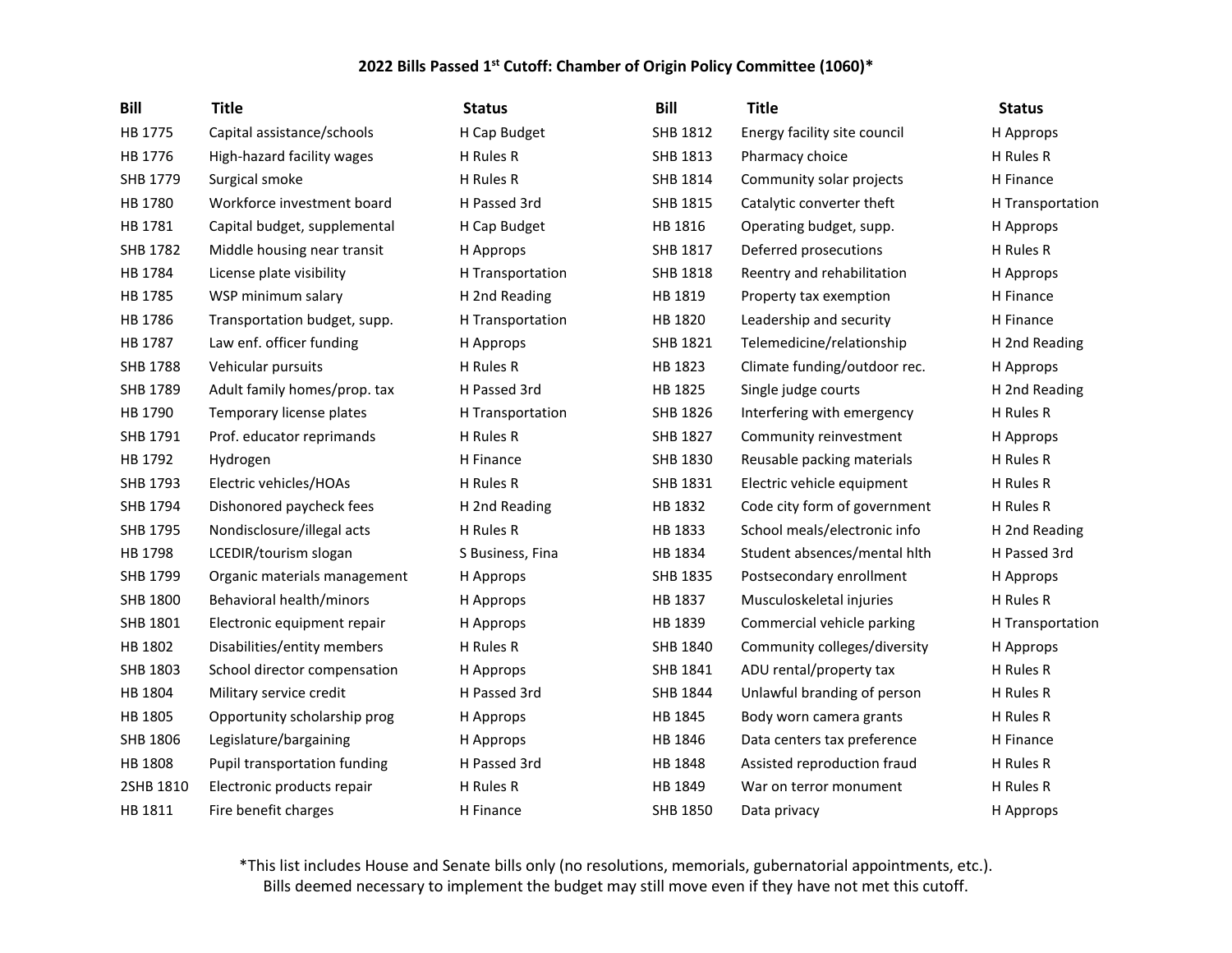**2022 Bills Passed 1st Cutoff: Chamber of Origin Policy Committee (1060)***

| Bill | Title | Status | Bill | Title | Status |
|---|---|---|---|---|---|
| HB 1775 | Capital assistance/schools | H Cap Budget | SHB 1812 | Energy facility site council | H Approps |
| HB 1776 | High-hazard facility wages | H Rules R | SHB 1813 | Pharmacy choice | H Rules R |
| SHB 1779 | Surgical smoke | H Rules R | SHB 1814 | Community solar projects | H Finance |
| HB 1780 | Workforce investment board | H Passed 3rd | SHB 1815 | Catalytic converter theft | H Transportation |
| HB 1781 | Capital budget, supplemental | H Cap Budget | HB 1816 | Operating budget, supp. | H Approps |
| SHB 1782 | Middle housing near transit | H Approps | SHB 1817 | Deferred prosecutions | H Rules R |
| HB 1784 | License plate visibility | H Transportation | SHB 1818 | Reentry and rehabilitation | H Approps |
| HB 1785 | WSP minimum salary | H 2nd Reading | HB 1819 | Property tax exemption | H Finance |
| HB 1786 | Transportation budget, supp. | H Transportation | HB 1820 | Leadership and security | H Finance |
| HB 1787 | Law enf. officer funding | H Approps | SHB 1821 | Telemedicine/relationship | H 2nd Reading |
| SHB 1788 | Vehicular pursuits | H Rules R | HB 1823 | Climate funding/outdoor rec. | H Approps |
| SHB 1789 | Adult family homes/prop. tax | H Passed 3rd | HB 1825 | Single judge courts | H 2nd Reading |
| HB 1790 | Temporary license plates | H Transportation | SHB 1826 | Interfering with emergency | H Rules R |
| SHB 1791 | Prof. educator reprimands | H Rules R | SHB 1827 | Community reinvestment | H Approps |
| HB 1792 | Hydrogen | H Finance | SHB 1830 | Reusable packing materials | H Rules R |
| SHB 1793 | Electric vehicles/HOAs | H Rules R | SHB 1831 | Electric vehicle equipment | H Rules R |
| SHB 1794 | Dishonored paycheck fees | H 2nd Reading | HB 1832 | Code city form of government | H Rules R |
| SHB 1795 | Nondisclosure/illegal acts | H Rules R | HB 1833 | School meals/electronic info | H 2nd Reading |
| HB 1798 | LCEDIR/tourism slogan | S Business, Fina | HB 1834 | Student absences/mental hlth | H Passed 3rd |
| SHB 1799 | Organic materials management | H Approps | SHB 1835 | Postsecondary enrollment | H Approps |
| SHB 1800 | Behavioral health/minors | H Approps | HB 1837 | Musculoskeletal injuries | H Rules R |
| SHB 1801 | Electronic equipment repair | H Approps | HB 1839 | Commercial vehicle parking | H Transportation |
| HB 1802 | Disabilities/entity members | H Rules R | SHB 1840 | Community colleges/diversity | H Approps |
| SHB 1803 | School director compensation | H Approps | SHB 1841 | ADU rental/property tax | H Rules R |
| HB 1804 | Military service credit | H Passed 3rd | SHB 1844 | Unlawful branding of person | H Rules R |
| HB 1805 | Opportunity scholarship prog | H Approps | HB 1845 | Body worn camera grants | H Rules R |
| SHB 1806 | Legislature/bargaining | H Approps | HB 1846 | Data centers tax preference | H Finance |
| HB 1808 | Pupil transportation funding | H Passed 3rd | HB 1848 | Assisted reproduction fraud | H Rules R |
| 2SHB 1810 | Electronic products repair | H Rules R | HB 1849 | War on terror monument | H Rules R |
| HB 1811 | Fire benefit charges | H Finance | SHB 1850 | Data privacy | H Approps |

*This list includes House and Senate bills only (no resolutions, memorials, gubernatorial appointments, etc.). Bills deemed necessary to implement the budget may still move even if they have not met this cutoff.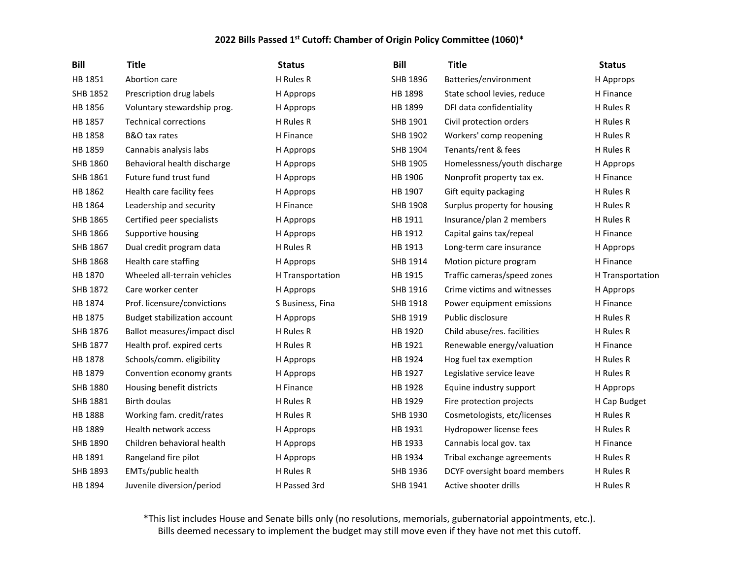**2022 Bills Passed 1[st] Cutoff: Chamber of Origin Policy Committee (1060)***

| Bill | Title | Status | Bill | Title | Status |
|---|---|---|---|---|---|
| HB 1851 | Abortion care | H Rules R | SHB 1896 | Batteries/environment | H Approps |
| SHB 1852 | Prescription drug labels | H Approps | HB 1898 | State school levies, reduce | H Finance |
| HB 1856 | Voluntary stewardship prog. | H Approps | HB 1899 | DFI data confidentiality | H Rules R |
| HB 1857 | Technical corrections | H Rules R | SHB 1901 | Civil protection orders | H Rules R |
| HB 1858 | B&O tax rates | H Finance | SHB 1902 | Workers' comp reopening | H Rules R |
| HB 1859 | Cannabis analysis labs | H Approps | SHB 1904 | Tenants/rent & fees | H Rules R |
| SHB 1860 | Behavioral health discharge | H Approps | SHB 1905 | Homelessness/youth discharge | H Approps |
| SHB 1861 | Future fund trust fund | H Approps | HB 1906 | Nonprofit property tax ex. | H Finance |
| HB 1862 | Health care facility fees | H Approps | HB 1907 | Gift equity packaging | H Rules R |
| HB 1864 | Leadership and security | H Finance | SHB 1908 | Surplus property for housing | H Rules R |
| SHB 1865 | Certified peer specialists | H Approps | HB 1911 | Insurance/plan 2 members | H Rules R |
| SHB 1866 | Supportive housing | H Approps | HB 1912 | Capital gains tax/repeal | H Finance |
| SHB 1867 | Dual credit program data | H Rules R | HB 1913 | Long-term care insurance | H Approps |
| SHB 1868 | Health care staffing | H Approps | SHB 1914 | Motion picture program | H Finance |
| HB 1870 | Wheeled all-terrain vehicles | H Transportation | HB 1915 | Traffic cameras/speed zones | H Transportation |
| SHB 1872 | Care worker center | H Approps | SHB 1916 | Crime victims and witnesses | H Approps |
| HB 1874 | Prof. licensure/convictions | S Business, Fina | SHB 1918 | Power equipment emissions | H Finance |
| HB 1875 | Budget stabilization account | H Approps | SHB 1919 | Public disclosure | H Rules R |
| SHB 1876 | Ballot measures/impact discl | H Rules R | HB 1920 | Child abuse/res. facilities | H Rules R |
| SHB 1877 | Health prof. expired certs | H Rules R | HB 1921 | Renewable energy/valuation | H Finance |
| HB 1878 | Schools/comm. eligibility | H Approps | HB 1924 | Hog fuel tax exemption | H Rules R |
| HB 1879 | Convention economy grants | H Approps | HB 1927 | Legislative service leave | H Rules R |
| SHB 1880 | Housing benefit districts | H Finance | HB 1928 | Equine industry support | H Approps |
| SHB 1881 | Birth doulas | H Rules R | HB 1929 | Fire protection projects | H Cap Budget |
| HB 1888 | Working fam. credit/rates | H Rules R | SHB 1930 | Cosmetologists, etc/licenses | H Rules R |
| HB 1889 | Health network access | H Approps | HB 1931 | Hydropower license fees | H Rules R |
| SHB 1890 | Children behavioral health | H Approps | HB 1933 | Cannabis local gov. tax | H Finance |
| HB 1891 | Rangeland fire pilot | H Approps | HB 1934 | Tribal exchange agreements | H Rules R |
| SHB 1893 | EMTs/public health | H Rules R | SHB 1936 | DCYF oversight board members | H Rules R |
| HB 1894 | Juvenile diversion/period | H Passed 3rd | SHB 1941 | Active shooter drills | H Rules R |

*This list includes House and Senate bills only (no resolutions, memorials, gubernatorial appointments, etc.). Bills deemed necessary to implement the budget may still move even if they have not met this cutoff.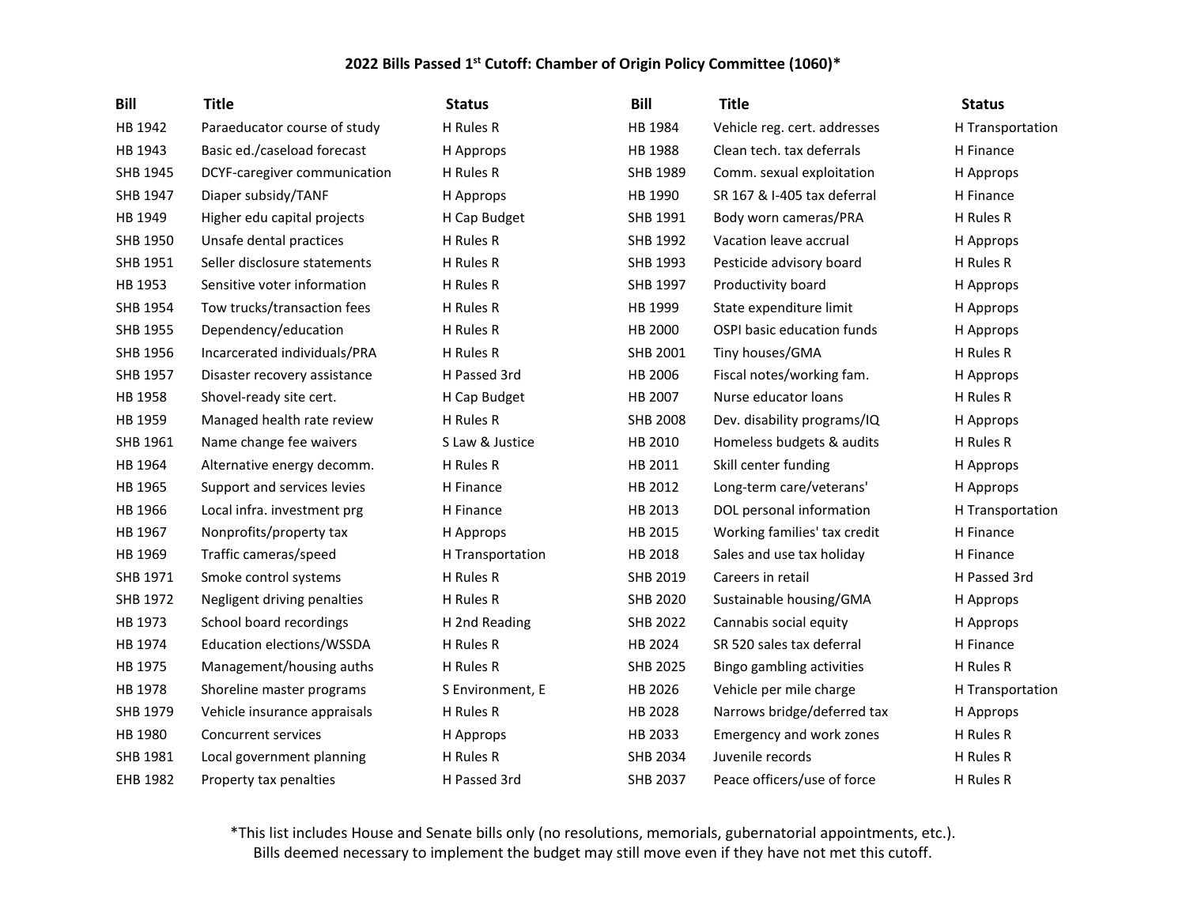**2022 Bills Passed 1st Cutoff: Chamber of Origin Policy Committee (1060)***

| Bill | Title | Status | Bill | Title | Status |
|---|---|---|---|---|---|
| HB 1942 | Paraeducator course of study | H Rules R | HB 1984 | Vehicle reg. cert. addresses | H Transportation |
| HB 1943 | Basic ed./caseload forecast | H Approps | HB 1988 | Clean tech. tax deferrals | H Finance |
| SHB 1945 | DCYF-caregiver communication | H Rules R | SHB 1989 | Comm. sexual exploitation | H Approps |
| SHB 1947 | Diaper subsidy/TANF | H Approps | HB 1990 | SR 167 & I-405 tax deferral | H Finance |
| HB 1949 | Higher edu capital projects | H Cap Budget | SHB 1991 | Body worn cameras/PRA | H Rules R |
| SHB 1950 | Unsafe dental practices | H Rules R | SHB 1992 | Vacation leave accrual | H Approps |
| SHB 1951 | Seller disclosure statements | H Rules R | SHB 1993 | Pesticide advisory board | H Rules R |
| HB 1953 | Sensitive voter information | H Rules R | SHB 1997 | Productivity board | H Approps |
| SHB 1954 | Tow trucks/transaction fees | H Rules R | HB 1999 | State expenditure limit | H Approps |
| SHB 1955 | Dependency/education | H Rules R | HB 2000 | OSPI basic education funds | H Approps |
| SHB 1956 | Incarcerated individuals/PRA | H Rules R | SHB 2001 | Tiny houses/GMA | H Rules R |
| SHB 1957 | Disaster recovery assistance | H Passed 3rd | HB 2006 | Fiscal notes/working fam. | H Approps |
| HB 1958 | Shovel-ready site cert. | H Cap Budget | HB 2007 | Nurse educator loans | H Rules R |
| HB 1959 | Managed health rate review | H Rules R | SHB 2008 | Dev. disability programs/IQ | H Approps |
| SHB 1961 | Name change fee waivers | S Law & Justice | HB 2010 | Homeless budgets & audits | H Rules R |
| HB 1964 | Alternative energy decomm. | H Rules R | HB 2011 | Skill center funding | H Approps |
| HB 1965 | Support and services levies | H Finance | HB 2012 | Long-term care/veterans' | H Approps |
| HB 1966 | Local infra. investment prg | H Finance | HB 2013 | DOL personal information | H Transportation |
| HB 1967 | Nonprofits/property tax | H Approps | HB 2015 | Working families' tax credit | H Finance |
| HB 1969 | Traffic cameras/speed | H Transportation | HB 2018 | Sales and use tax holiday | H Finance |
| SHB 1971 | Smoke control systems | H Rules R | SHB 2019 | Careers in retail | H Passed 3rd |
| SHB 1972 | Negligent driving penalties | H Rules R | SHB 2020 | Sustainable housing/GMA | H Approps |
| HB 1973 | School board recordings | H 2nd Reading | SHB 2022 | Cannabis social equity | H Approps |
| HB 1974 | Education elections/WSSDA | H Rules R | HB 2024 | SR 520 sales tax deferral | H Finance |
| HB 1975 | Management/housing auths | H Rules R | SHB 2025 | Bingo gambling activities | H Rules R |
| HB 1978 | Shoreline master programs | S Environment, E | HB 2026 | Vehicle per mile charge | H Transportation |
| SHB 1979 | Vehicle insurance appraisals | H Rules R | HB 2028 | Narrows bridge/deferred tax | H Approps |
| HB 1980 | Concurrent services | H Approps | HB 2033 | Emergency and work zones | H Rules R |
| SHB 1981 | Local government planning | H Rules R | SHB 2034 | Juvenile records | H Rules R |
| EHB 1982 | Property tax penalties | H Passed 3rd | SHB 2037 | Peace officers/use of force | H Rules R |

*This list includes House and Senate bills only (no resolutions, memorials, gubernatorial appointments, etc.). Bills deemed necessary to implement the budget may still move even if they have not met this cutoff.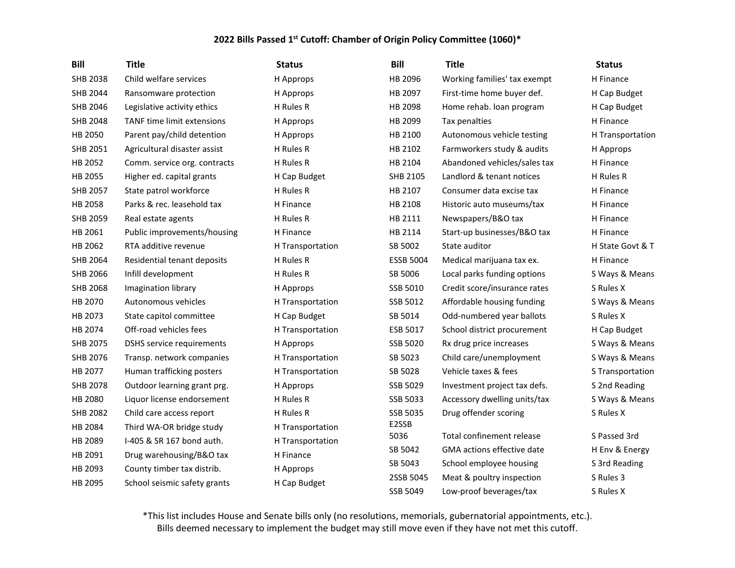### 2022 Bills Passed 1st Cutoff: Chamber of Origin Policy Committee (1060)*

| Bill | Title | Status |
|---|---|---|
| SHB 2038 | Child welfare services | H Approps |
| SHB 2044 | Ransomware protection | H Approps |
| SHB 2046 | Legislative activity ethics | H Rules R |
| SHB 2048 | TANF time limit extensions | H Approps |
| HB 2050 | Parent pay/child detention | H Approps |
| SHB 2051 | Agricultural disaster assist | H Rules R |
| HB 2052 | Comm. service org. contracts | H Rules R |
| HB 2055 | Higher ed. capital grants | H Cap Budget |
| SHB 2057 | State patrol workforce | H Rules R |
| HB 2058 | Parks & rec. leasehold tax | H Finance |
| SHB 2059 | Real estate agents | H Rules R |
| HB 2061 | Public improvements/housing | H Finance |
| HB 2062 | RTA additive revenue | H Transportation |
| SHB 2064 | Residential tenant deposits | H Rules R |
| SHB 2066 | Infill development | H Rules R |
| SHB 2068 | Imagination library | H Approps |
| HB 2070 | Autonomous vehicles | H Transportation |
| HB 2073 | State capitol committee | H Cap Budget |
| HB 2074 | Off-road vehicles fees | H Transportation |
| SHB 2075 | DSHS service requirements | H Approps |
| SHB 2076 | Transp. network companies | H Transportation |
| HB 2077 | Human trafficking posters | H Transportation |
| SHB 2078 | Outdoor learning grant prg. | H Approps |
| HB 2080 | Liquor license endorsement | H Rules R |
| SHB 2082 | Child care access report | H Rules R |
| HB 2084 | Third WA-OR bridge study | H Transportation |
| HB 2089 | I-405 & SR 167 bond auth. | H Transportation |
| HB 2091 | Drug warehousing/B&O tax | H Finance |
| HB 2093 | County timber tax distrib. | H Approps |
| HB 2095 | School seismic safety grants | H Cap Budget |
| HB 2096 | Working families' tax exempt | H Finance |
| HB 2097 | First-time home buyer def. | H Cap Budget |
| HB 2098 | Home rehab. loan program | H Cap Budget |
| HB 2099 | Tax penalties | H Finance |
| HB 2100 | Autonomous vehicle testing | H Transportation |
| HB 2102 | Farmworkers study & audits | H Approps |
| HB 2104 | Abandoned vehicles/sales tax | H Finance |
| SHB 2105 | Landlord & tenant notices | H Rules R |
| HB 2107 | Consumer data excise tax | H Finance |
| HB 2108 | Historic auto museums/tax | H Finance |
| HB 2111 | Newspapers/B&O tax | H Finance |
| HB 2114 | Start-up businesses/B&O tax | H Finance |
| SB 5002 | State auditor | H State Govt & T |
| ESSB 5004 | Medical marijuana tax ex. | H Finance |
| SB 5006 | Local parks funding options | S Ways & Means |
| SSB 5010 | Credit score/insurance rates | S Rules X |
| SSB 5012 | Affordable housing funding | S Ways & Means |
| SB 5014 | Odd-numbered year ballots | S Rules X |
| ESB 5017 | School district procurement | H Cap Budget |
| SSB 5020 | Rx drug price increases | S Ways & Means |
| SB 5023 | Child care/unemployment | S Ways & Means |
| SB 5028 | Vehicle taxes & fees | S Transportation |
| SSB 5029 | Investment project tax defs. | S 2nd Reading |
| SSB 5033 | Accessory dwelling units/tax | S Ways & Means |
| SSB 5035 | Drug offender scoring | S Rules X |
| E2SSB 5036 | Total confinement release | S Passed 3rd |
| SB 5042 | GMA actions effective date | H Env & Energy |
| SB 5043 | School employee housing | S 3rd Reading |
| 2SSB 5045 | Meat & poultry inspection | S Rules 3 |
| SSB 5049 | Low-proof beverages/tax | S Rules X |

*This list includes House and Senate bills only (no resolutions, memorials, gubernatorial appointments, etc.).
Bills deemed necessary to implement the budget may still move even if they have not met this cutoff.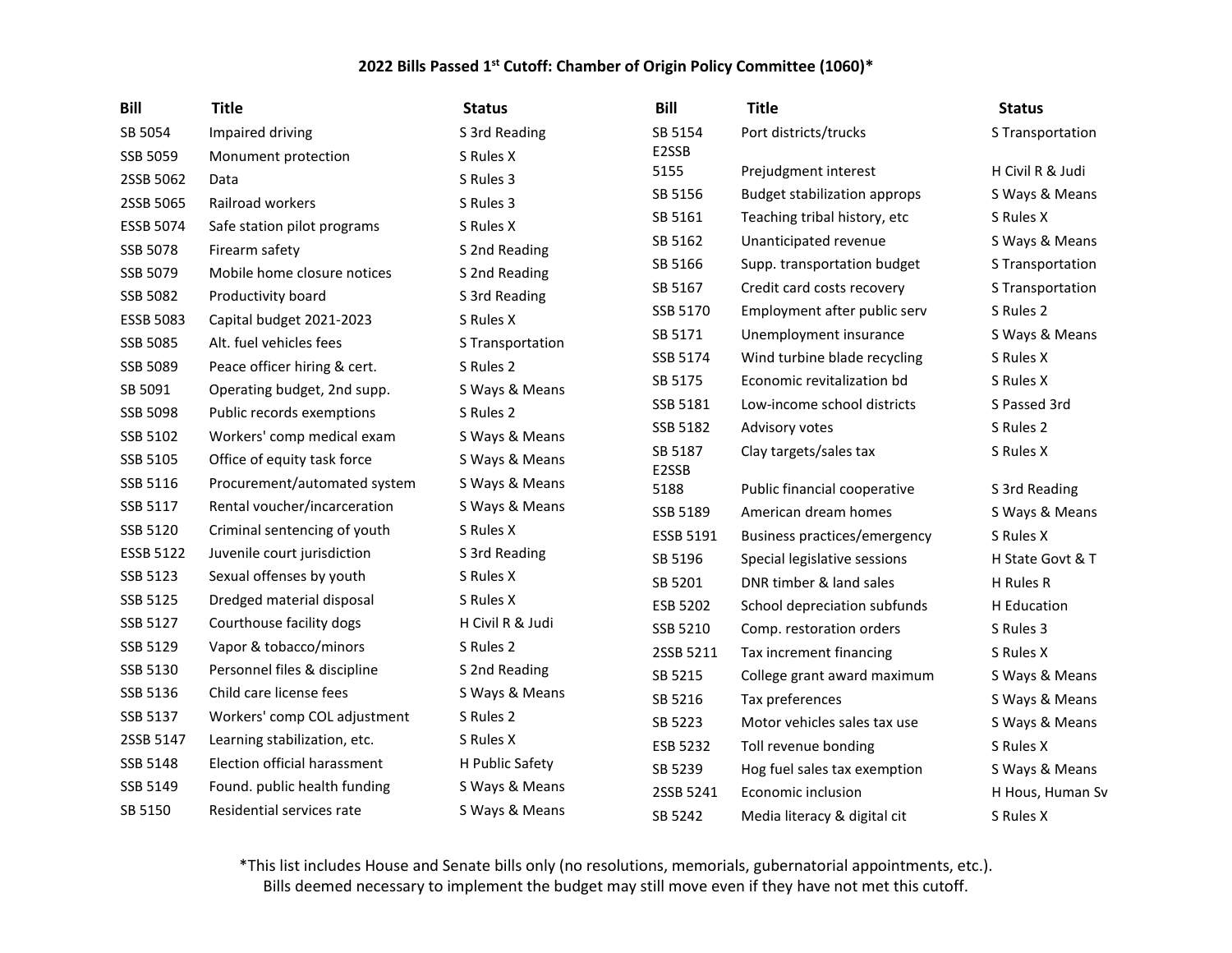**2022 Bills Passed 1st Cutoff: Chamber of Origin Policy Committee (1060)***

| Bill | Title | Status |
|---|---|---|
| SB 5054 | Impaired driving | S 3rd Reading |
| SSB 5059 | Monument protection | S Rules X |
| 2SSB 5062 | Data | S Rules 3 |
| 2SSB 5065 | Railroad workers | S Rules 3 |
| ESSB 5074 | Safe station pilot programs | S Rules X |
| SSB 5078 | Firearm safety | S 2nd Reading |
| SSB 5079 | Mobile home closure notices | S 2nd Reading |
| SSB 5082 | Productivity board | S 3rd Reading |
| ESSB 5083 | Capital budget 2021-2023 | S Rules X |
| SSB 5085 | Alt. fuel vehicles fees | S Transportation |
| SSB 5089 | Peace officer hiring & cert. | S Rules 2 |
| SB 5091 | Operating budget, 2nd supp. | S Ways & Means |
| SSB 5098 | Public records exemptions | S Rules 2 |
| SSB 5102 | Workers' comp medical exam | S Ways & Means |
| SSB 5105 | Office of equity task force | S Ways & Means |
| SSB 5116 | Procurement/automated system | S Ways & Means |
| SSB 5117 | Rental voucher/incarceration | S Ways & Means |
| SSB 5120 | Criminal sentencing of youth | S Rules X |
| ESSB 5122 | Juvenile court jurisdiction | S 3rd Reading |
| SSB 5123 | Sexual offenses by youth | S Rules X |
| SSB 5125 | Dredged material disposal | S Rules X |
| SSB 5127 | Courthouse facility dogs | H Civil R & Judi |
| SSB 5129 | Vapor & tobacco/minors | S Rules 2 |
| SSB 5130 | Personnel files & discipline | S 2nd Reading |
| SSB 5136 | Child care license fees | S Ways & Means |
| SSB 5137 | Workers' comp COL adjustment | S Rules 2 |
| 2SSB 5147 | Learning stabilization, etc. | S Rules X |
| SSB 5148 | Election official harassment | H Public Safety |
| SSB 5149 | Found. public health funding | S Ways & Means |
| SB 5150 | Residential services rate | S Ways & Means |
| SB 5154 | Port districts/trucks | S Transportation |
| E2SSB 5155 | Prejudgment interest | H Civil R & Judi |
| SB 5156 | Budget stabilization approps | S Ways & Means |
| SB 5161 | Teaching tribal history, etc | S Rules X |
| SB 5162 | Unanticipated revenue | S Ways & Means |
| SB 5166 | Supp. transportation budget | S Transportation |
| SB 5167 | Credit card costs recovery | S Transportation |
| SSB 5170 | Employment after public serv | S Rules 2 |
| SB 5171 | Unemployment insurance | S Ways & Means |
| SSB 5174 | Wind turbine blade recycling | S Rules X |
| SB 5175 | Economic revitalization bd | S Rules X |
| SSB 5181 | Low-income school districts | S Passed 3rd |
| SSB 5182 | Advisory votes | S Rules 2 |
| SB 5187 | Clay targets/sales tax | S Rules X |
| E2SSB 5188 | Public financial cooperative | S 3rd Reading |
| SSB 5189 | American dream homes | S Ways & Means |
| ESSB 5191 | Business practices/emergency | S Rules X |
| SB 5196 | Special legislative sessions | H State Govt & T |
| SB 5201 | DNR timber & land sales | H Rules R |
| ESB 5202 | School depreciation subfunds | H Education |
| SSB 5210 | Comp. restoration orders | S Rules 3 |
| 2SSB 5211 | Tax increment financing | S Rules X |
| SB 5215 | College grant award maximum | S Ways & Means |
| SB 5216 | Tax preferences | S Ways & Means |
| SB 5223 | Motor vehicles sales tax use | S Ways & Means |
| ESB 5232 | Toll revenue bonding | S Rules X |
| SB 5239 | Hog fuel sales tax exemption | S Ways & Means |
| 2SSB 5241 | Economic inclusion | H Hous, Human Sv |
| SB 5242 | Media literacy & digital cit | S Rules X |

*This list includes House and Senate bills only (no resolutions, memorials, gubernatorial appointments, etc.). Bills deemed necessary to implement the budget may still move even if they have not met this cutoff.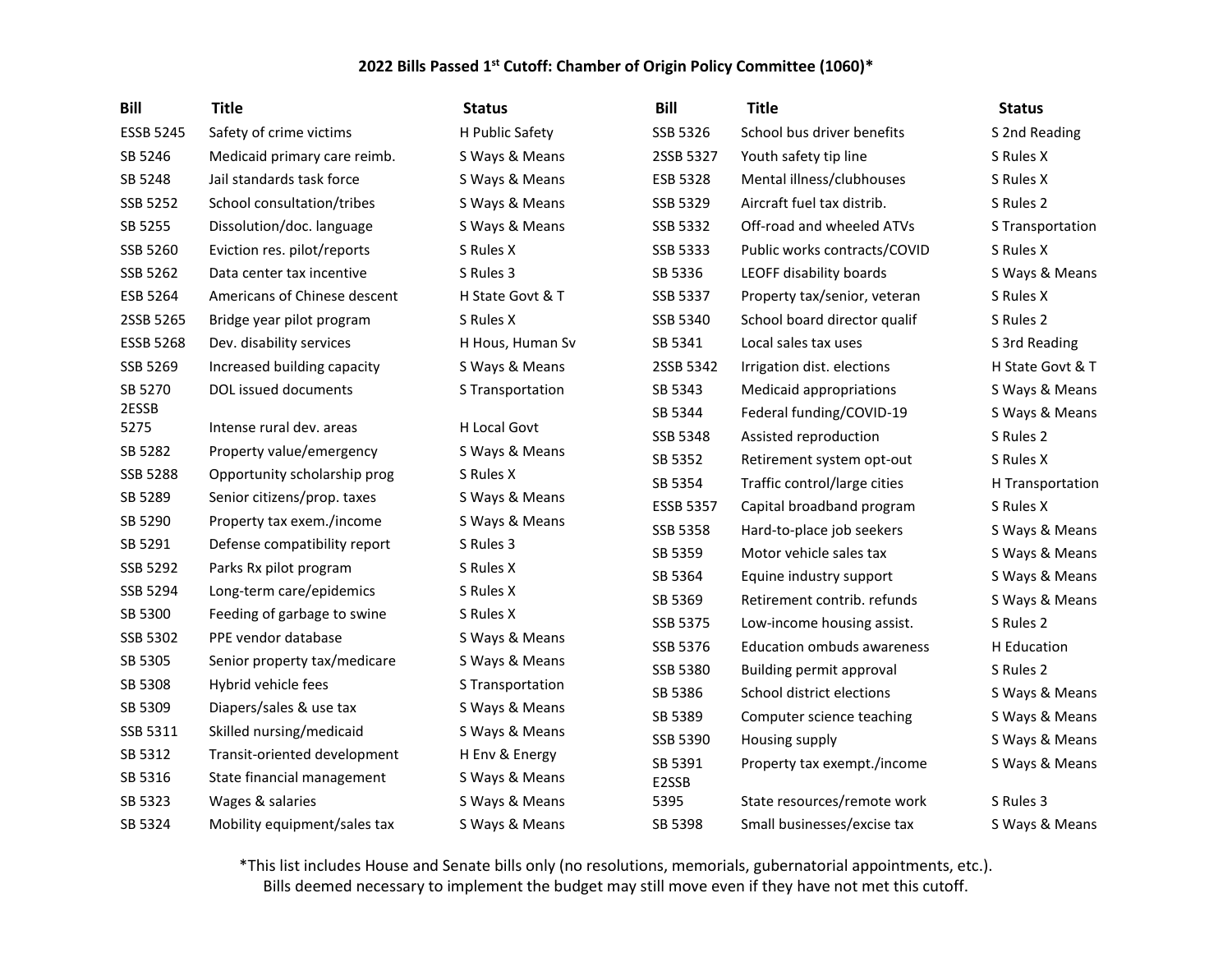# 2022 Bills Passed 1st Cutoff: Chamber of Origin Policy Committee (1060)*

| Bill | Title | Status |
|---|---|---|
| ESSB 5245 | Safety of crime victims | H Public Safety |
| SB 5246 | Medicaid primary care reimb. | S Ways & Means |
| SB 5248 | Jail standards task force | S Ways & Means |
| SSB 5252 | School consultation/tribes | S Ways & Means |
| SB 5255 | Dissolution/doc. language | S Ways & Means |
| SSB 5260 | Eviction res. pilot/reports | S Rules X |
| SSB 5262 | Data center tax incentive | S Rules 3 |
| ESB 5264 | Americans of Chinese descent | H State Govt & T |
| 2SSB 5265 | Bridge year pilot program | S Rules X |
| ESSB 5268 | Dev. disability services | H Hous, Human Sv |
| SSB 5269 | Increased building capacity | S Ways & Means |
| SB 5270 | DOL issued documents | S Transportation |
| 2ESSB 5275 | Intense rural dev. areas | H Local Govt |
| SB 5282 | Property value/emergency | S Ways & Means |
| SSB 5288 | Opportunity scholarship prog | S Rules X |
| SB 5289 | Senior citizens/prop. taxes | S Ways & Means |
| SB 5290 | Property tax exem./income | S Ways & Means |
| SB 5291 | Defense compatibility report | S Rules 3 |
| SSB 5292 | Parks Rx pilot program | S Rules X |
| SSB 5294 | Long-term care/epidemics | S Rules X |
| SB 5300 | Feeding of garbage to swine | S Rules X |
| SSB 5302 | PPE vendor database | S Ways & Means |
| SB 5305 | Senior property tax/medicare | S Ways & Means |
| SB 5308 | Hybrid vehicle fees | S Transportation |
| SB 5309 | Diapers/sales & use tax | S Ways & Means |
| SSB 5311 | Skilled nursing/medicaid | S Ways & Means |
| SB 5312 | Transit-oriented development | H Env & Energy |
| SB 5316 | State financial management | S Ways & Means |
| SB 5323 | Wages & salaries | S Ways & Means |
| SB 5324 | Mobility equipment/sales tax | S Ways & Means |
| SSB 5326 | School bus driver benefits | S 2nd Reading |
| 2SSB 5327 | Youth safety tip line | S Rules X |
| ESB 5328 | Mental illness/clubhouses | S Rules X |
| SSB 5329 | Aircraft fuel tax distrib. | S Rules 2 |
| SSB 5332 | Off-road and wheeled ATVs | S Transportation |
| SSB 5333 | Public works contracts/COVID | S Rules X |
| SB 5336 | LEOFF disability boards | S Ways & Means |
| SSB 5337 | Property tax/senior, veteran | S Rules X |
| SSB 5340 | School board director qualif | S Rules 2 |
| SB 5341 | Local sales tax uses | S 3rd Reading |
| 2SSB 5342 | Irrigation dist. elections | H State Govt & T |
| SB 5343 | Medicaid appropriations | S Ways & Means |
| SB 5344 | Federal funding/COVID-19 | S Ways & Means |
| SSB 5348 | Assisted reproduction | S Rules 2 |
| SB 5352 | Retirement system opt-out | S Rules X |
| SB 5354 | Traffic control/large cities | H Transportation |
| ESSB 5357 | Capital broadband program | S Rules X |
| SSB 5358 | Hard-to-place job seekers | S Ways & Means |
| SB 5359 | Motor vehicle sales tax | S Ways & Means |
| SB 5364 | Equine industry support | S Ways & Means |
| SB 5369 | Retirement contrib. refunds | S Ways & Means |
| SSB 5375 | Low-income housing assist. | S Rules 2 |
| SSB 5376 | Education ombuds awareness | H Education |
| SSB 5380 | Building permit approval | S Rules 2 |
| SB 5386 | School district elections | S Ways & Means |
| SB 5389 | Computer science teaching | S Ways & Means |
| SSB 5390 | Housing supply | S Ways & Means |
| SB 5391 | Property tax exempt./income | S Ways & Means |
| E2SSB 5395 | State resources/remote work | S Rules 3 |
| SB 5398 | Small businesses/excise tax | S Ways & Means |

*This list includes House and Senate bills only (no resolutions, memorials, gubernatorial appointments, etc.). Bills deemed necessary to implement the budget may still move even if they have not met this cutoff.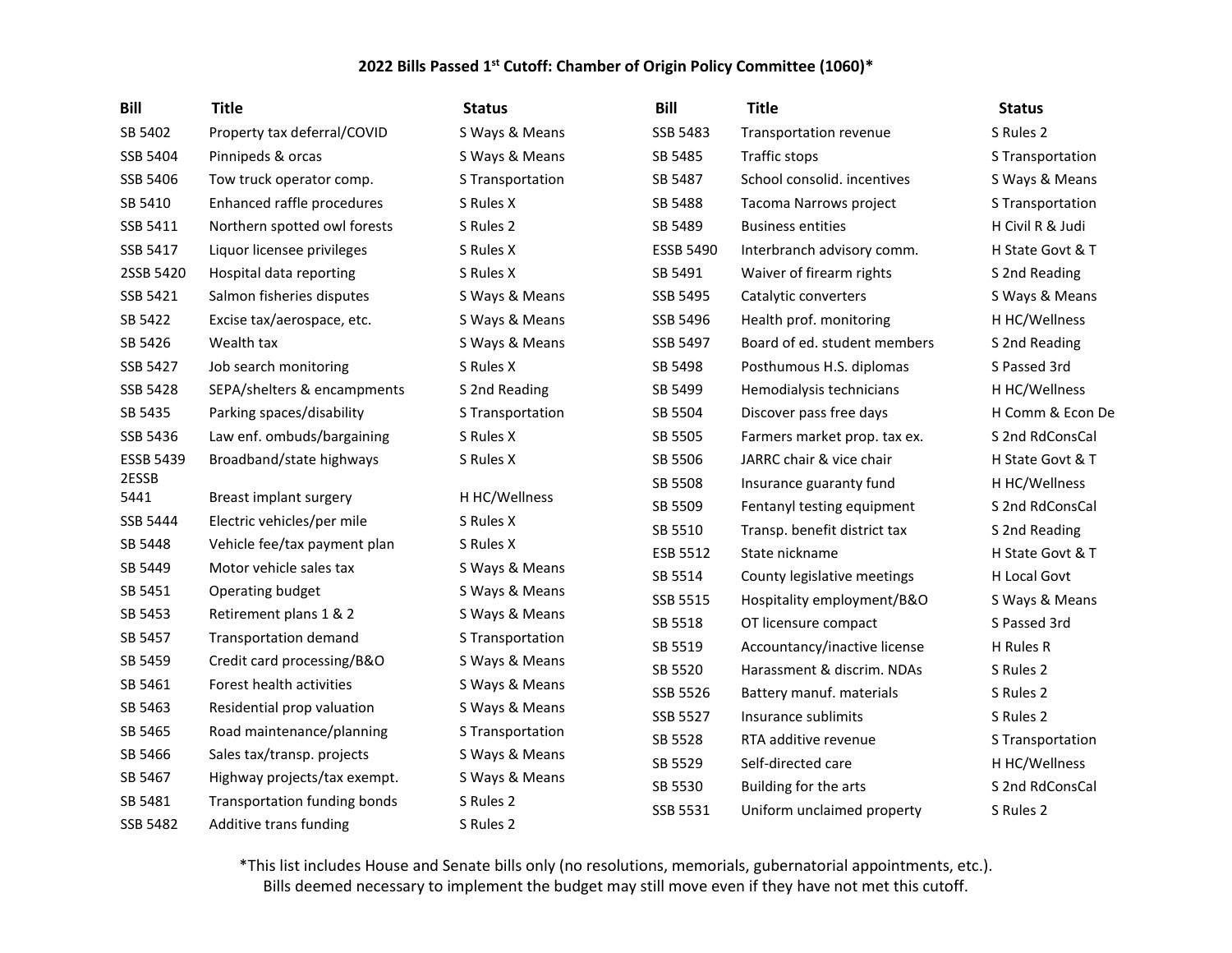## 2022 Bills Passed 1[st] Cutoff: Chamber of Origin Policy Committee (1060)*

| Bill | Title | Status |
|---|---|---|
| SB 5402 | Property tax deferral/COVID | S Ways & Means |
| SSB 5404 | Pinnipeds & orcas | S Ways & Means |
| SSB 5406 | Tow truck operator comp. | S Transportation |
| SB 5410 | Enhanced raffle procedures | S Rules X |
| SSB 5411 | Northern spotted owl forests | S Rules 2 |
| SSB 5417 | Liquor licensee privileges | S Rules X |
| 2SSB 5420 | Hospital data reporting | S Rules X |
| SSB 5421 | Salmon fisheries disputes | S Ways & Means |
| SB 5422 | Excise tax/aerospace, etc. | S Ways & Means |
| SB 5426 | Wealth tax | S Ways & Means |
| SSB 5427 | Job search monitoring | S Rules X |
| SSB 5428 | SEPA/shelters & encampments | S 2nd Reading |
| SB 5435 | Parking spaces/disability | S Transportation |
| SSB 5436 | Law enf. ombuds/bargaining | S Rules X |
| ESSB 5439 | Broadband/state highways | S Rules X |
| 2ESSB 5441 | Breast implant surgery | H HC/Wellness |
| SSB 5444 | Electric vehicles/per mile | S Rules X |
| SB 5448 | Vehicle fee/tax payment plan | S Rules X |
| SB 5449 | Motor vehicle sales tax | S Ways & Means |
| SB 5451 | Operating budget | S Ways & Means |
| SB 5453 | Retirement plans 1 & 2 | S Ways & Means |
| SB 5457 | Transportation demand | S Transportation |
| SB 5459 | Credit card processing/B&O | S Ways & Means |
| SB 5461 | Forest health activities | S Ways & Means |
| SB 5463 | Residential prop valuation | S Ways & Means |
| SB 5465 | Road maintenance/planning | S Transportation |
| SB 5466 | Sales tax/transp. projects | S Ways & Means |
| SB 5467 | Highway projects/tax exempt. | S Ways & Means |
| SB 5481 | Transportation funding bonds | S Rules 2 |
| SSB 5482 | Additive trans funding | S Rules 2 |
| SSB 5483 | Transportation revenue | S Rules 2 |
| SB 5485 | Traffic stops | S Transportation |
| SB 5487 | School consolid. incentives | S Ways & Means |
| SB 5488 | Tacoma Narrows project | S Transportation |
| SB 5489 | Business entities | H Civil R & Judi |
| ESSB 5490 | Interbranch advisory comm. | H State Govt & T |
| SB 5491 | Waiver of firearm rights | S 2nd Reading |
| SSB 5495 | Catalytic converters | S Ways & Means |
| SSB 5496 | Health prof. monitoring | H HC/Wellness |
| SSB 5497 | Board of ed. student members | S 2nd Reading |
| SB 5498 | Posthumous H.S. diplomas | S Passed 3rd |
| SB 5499 | Hemodialysis technicians | H HC/Wellness |
| SB 5504 | Discover pass free days | H Comm & Econ De |
| SB 5505 | Farmers market prop. tax ex. | S 2nd RdConsCal |
| SB 5506 | JARRC chair & vice chair | H State Govt & T |
| SB 5508 | Insurance guaranty fund | H HC/Wellness |
| SB 5509 | Fentanyl testing equipment | S 2nd RdConsCal |
| SB 5510 | Transp. benefit district tax | S 2nd Reading |
| ESB 5512 | State nickname | H State Govt & T |
| SB 5514 | County legislative meetings | H Local Govt |
| SSB 5515 | Hospitality employment/B&O | S Ways & Means |
| SB 5518 | OT licensure compact | S Passed 3rd |
| SB 5519 | Accountancy/inactive license | H Rules R |
| SB 5520 | Harassment & discrim. NDAs | S Rules 2 |
| SSB 5526 | Battery manuf. materials | S Rules 2 |
| SSB 5527 | Insurance sublimits | S Rules 2 |
| SB 5528 | RTA additive revenue | S Transportation |
| SB 5529 | Self-directed care | H HC/Wellness |
| SB 5530 | Building for the arts | S 2nd RdConsCal |
| SSB 5531 | Uniform unclaimed property | S Rules 2 |

*This list includes House and Senate bills only (no resolutions, memorials, gubernatorial appointments, etc.). Bills deemed necessary to implement the budget may still move even if they have not met this cutoff.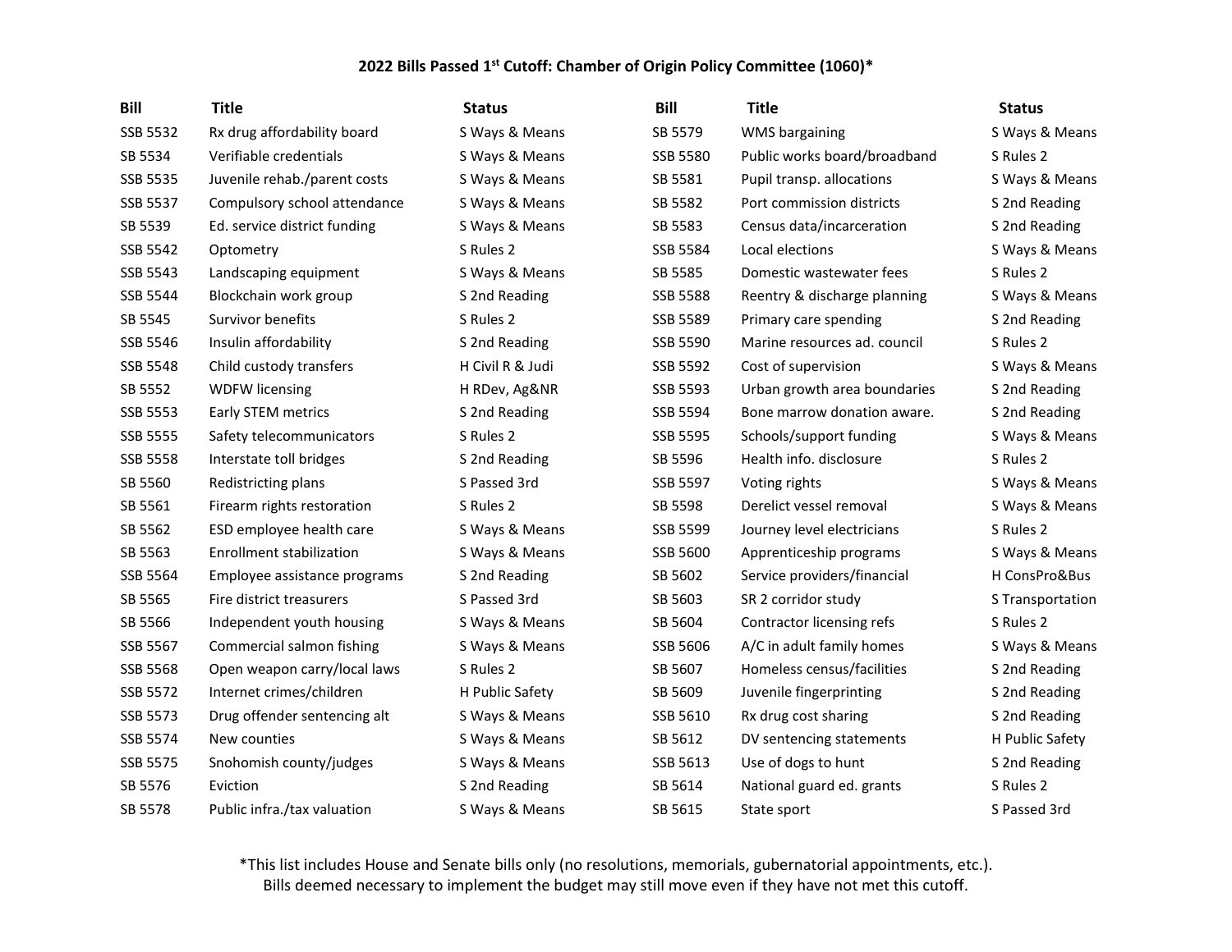### 2022 Bills Passed 1st Cutoff: Chamber of Origin Policy Committee (1060)*

| Bill | Title | Status | Bill | Title | Status |
|---|---|---|---|---|---|
| SSB 5532 | Rx drug affordability board | S Ways & Means | SB 5579 | WMS bargaining | S Ways & Means |
| SB 5534 | Verifiable credentials | S Ways & Means | SSB 5580 | Public works board/broadband | S Rules 2 |
| SSB 5535 | Juvenile rehab./parent costs | S Ways & Means | SB 5581 | Pupil transp. allocations | S Ways & Means |
| SSB 5537 | Compulsory school attendance | S Ways & Means | SB 5582 | Port commission districts | S 2nd Reading |
| SB 5539 | Ed. service district funding | S Ways & Means | SB 5583 | Census data/incarceration | S 2nd Reading |
| SSB 5542 | Optometry | S Rules 2 | SSB 5584 | Local elections | S Ways & Means |
| SSB 5543 | Landscaping equipment | S Ways & Means | SB 5585 | Domestic wastewater fees | S Rules 2 |
| SSB 5544 | Blockchain work group | S 2nd Reading | SSB 5588 | Reentry & discharge planning | S Ways & Means |
| SB 5545 | Survivor benefits | S Rules 2 | SSB 5589 | Primary care spending | S 2nd Reading |
| SSB 5546 | Insulin affordability | S 2nd Reading | SSB 5590 | Marine resources ad. council | S Rules 2 |
| SSB 5548 | Child custody transfers | H Civil R & Judi | SSB 5592 | Cost of supervision | S Ways & Means |
| SB 5552 | WDFW licensing | H RDev, Ag&NR | SSB 5593 | Urban growth area boundaries | S 2nd Reading |
| SSB 5553 | Early STEM metrics | S 2nd Reading | SSB 5594 | Bone marrow donation aware. | S 2nd Reading |
| SSB 5555 | Safety telecommunicators | S Rules 2 | SSB 5595 | Schools/support funding | S Ways & Means |
| SSB 5558 | Interstate toll bridges | S 2nd Reading | SB 5596 | Health info. disclosure | S Rules 2 |
| SB 5560 | Redistricting plans | S Passed 3rd | SSB 5597 | Voting rights | S Ways & Means |
| SB 5561 | Firearm rights restoration | S Rules 2 | SB 5598 | Derelict vessel removal | S Ways & Means |
| SB 5562 | ESD employee health care | S Ways & Means | SSB 5599 | Journey level electricians | S Rules 2 |
| SB 5563 | Enrollment stabilization | S Ways & Means | SSB 5600 | Apprenticeship programs | S Ways & Means |
| SSB 5564 | Employee assistance programs | S 2nd Reading | SB 5602 | Service providers/financial | H ConsPro&Bus |
| SB 5565 | Fire district treasurers | S Passed 3rd | SB 5603 | SR 2 corridor study | S Transportation |
| SB 5566 | Independent youth housing | S Ways & Means | SB 5604 | Contractor licensing refs | S Rules 2 |
| SSB 5567 | Commercial salmon fishing | S Ways & Means | SSB 5606 | A/C in adult family homes | S Ways & Means |
| SSB 5568 | Open weapon carry/local laws | S Rules 2 | SB 5607 | Homeless census/facilities | S 2nd Reading |
| SSB 5572 | Internet crimes/children | H Public Safety | SB 5609 | Juvenile fingerprinting | S 2nd Reading |
| SSB 5573 | Drug offender sentencing alt | S Ways & Means | SSB 5610 | Rx drug cost sharing | S 2nd Reading |
| SSB 5574 | New counties | S Ways & Means | SB 5612 | DV sentencing statements | H Public Safety |
| SSB 5575 | Snohomish county/judges | S Ways & Means | SSB 5613 | Use of dogs to hunt | S 2nd Reading |
| SB 5576 | Eviction | S 2nd Reading | SB 5614 | National guard ed. grants | S Rules 2 |
| SB 5578 | Public infra./tax valuation | S Ways & Means | SB 5615 | State sport | S Passed 3rd |

*This list includes House and Senate bills only (no resolutions, memorials, gubernatorial appointments, etc.). Bills deemed necessary to implement the budget may still move even if they have not met this cutoff.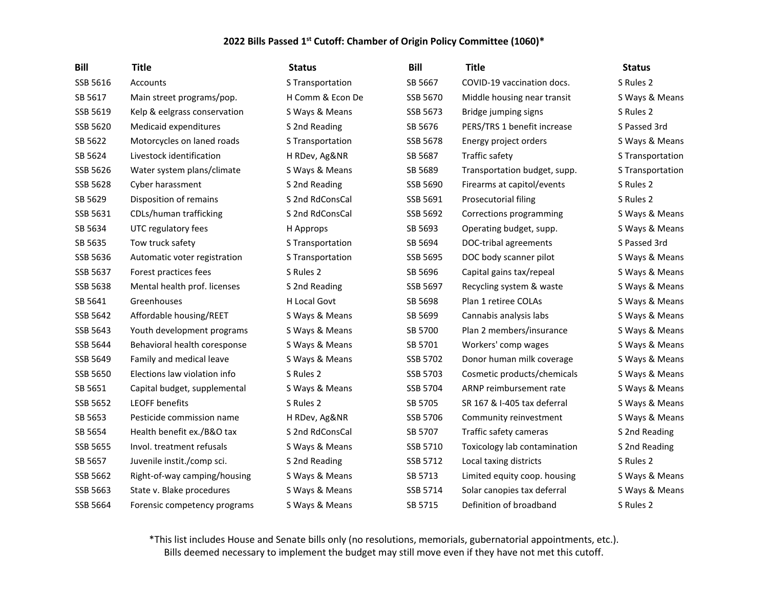# 2022 Bills Passed 1st Cutoff: Chamber of Origin Policy Committee (1060)*

| Bill | Title | Status | Bill | Title | Status |
|---|---|---|---|---|---|
| SSB 5616 | Accounts | S Transportation | SB 5667 | COVID-19 vaccination docs. | S Rules 2 |
| SB 5617 | Main street programs/pop. | H Comm & Econ De | SSB 5670 | Middle housing near transit | S Ways & Means |
| SSB 5619 | Kelp & eelgrass conservation | S Ways & Means | SSB 5673 | Bridge jumping signs | S Rules 2 |
| SSB 5620 | Medicaid expenditures | S 2nd Reading | SB 5676 | PERS/TRS 1 benefit increase | S Passed 3rd |
| SB 5622 | Motorcycles on laned roads | S Transportation | SSB 5678 | Energy project orders | S Ways & Means |
| SB 5624 | Livestock identification | H RDev, Ag&NR | SB 5687 | Traffic safety | S Transportation |
| SSB 5626 | Water system plans/climate | S Ways & Means | SB 5689 | Transportation budget, supp. | S Transportation |
| SSB 5628 | Cyber harassment | S 2nd Reading | SSB 5690 | Firearms at capitol/events | S Rules 2 |
| SB 5629 | Disposition of remains | S 2nd RdConsCal | SSB 5691 | Prosecutorial filing | S Rules 2 |
| SSB 5631 | CDLs/human trafficking | S 2nd RdConsCal | SSB 5692 | Corrections programming | S Ways & Means |
| SB 5634 | UTC regulatory fees | H Approps | SB 5693 | Operating budget, supp. | S Ways & Means |
| SB 5635 | Tow truck safety | S Transportation | SB 5694 | DOC-tribal agreements | S Passed 3rd |
| SSB 5636 | Automatic voter registration | S Transportation | SSB 5695 | DOC body scanner pilot | S Ways & Means |
| SSB 5637 | Forest practices fees | S Rules 2 | SB 5696 | Capital gains tax/repeal | S Ways & Means |
| SSB 5638 | Mental health prof. licenses | S 2nd Reading | SSB 5697 | Recycling system & waste | S Ways & Means |
| SB 5641 | Greenhouses | H Local Govt | SB 5698 | Plan 1 retiree COLAs | S Ways & Means |
| SSB 5642 | Affordable housing/REET | S Ways & Means | SB 5699 | Cannabis analysis labs | S Ways & Means |
| SSB 5643 | Youth development programs | S Ways & Means | SB 5700 | Plan 2 members/insurance | S Ways & Means |
| SSB 5644 | Behavioral health coresponse | S Ways & Means | SB 5701 | Workers' comp wages | S Ways & Means |
| SSB 5649 | Family and medical leave | S Ways & Means | SSB 5702 | Donor human milk coverage | S Ways & Means |
| SSB 5650 | Elections law violation info | S Rules 2 | SSB 5703 | Cosmetic products/chemicals | S Ways & Means |
| SB 5651 | Capital budget, supplemental | S Ways & Means | SSB 5704 | ARNP reimbursement rate | S Ways & Means |
| SSB 5652 | LEOFF benefits | S Rules 2 | SB 5705 | SR 167 & I-405 tax deferral | S Ways & Means |
| SB 5653 | Pesticide commission name | H RDev, Ag&NR | SSB 5706 | Community reinvestment | S Ways & Means |
| SB 5654 | Health benefit ex./B&O tax | S 2nd RdConsCal | SB 5707 | Traffic safety cameras | S 2nd Reading |
| SSB 5655 | Invol. treatment refusals | S Ways & Means | SSB 5710 | Toxicology lab contamination | S 2nd Reading |
| SB 5657 | Juvenile instit./comp sci. | S 2nd Reading | SSB 5712 | Local taxing districts | S Rules 2 |
| SSB 5662 | Right-of-way camping/housing | S Ways & Means | SB 5713 | Limited equity coop. housing | S Ways & Means |
| SSB 5663 | State v. Blake procedures | S Ways & Means | SSB 5714 | Solar canopies tax deferral | S Ways & Means |
| SSB 5664 | Forensic competency programs | S Ways & Means | SB 5715 | Definition of broadband | S Rules 2 |

*This list includes House and Senate bills only (no resolutions, memorials, gubernatorial appointments, etc.).
Bills deemed necessary to implement the budget may still move even if they have not met this cutoff.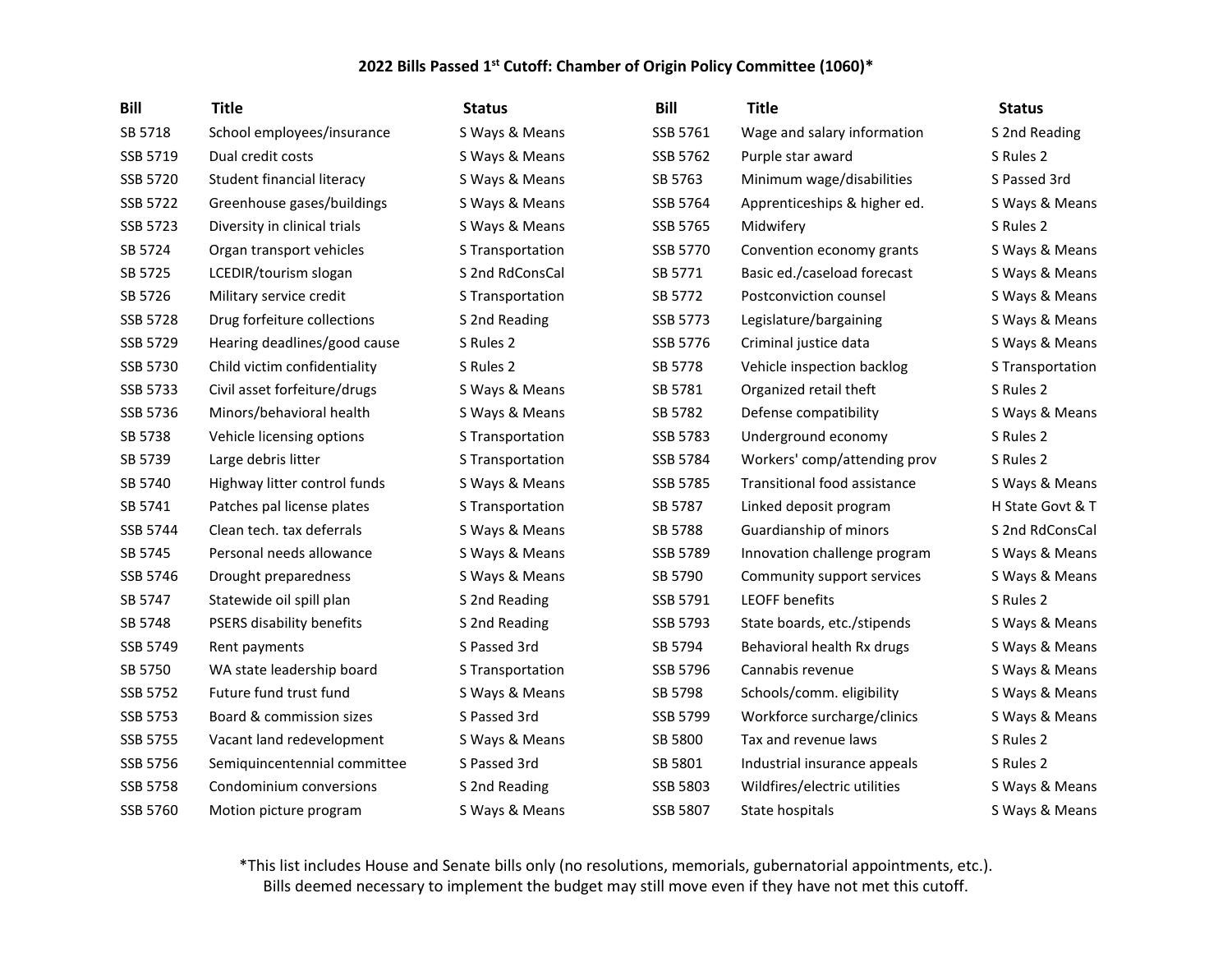# 2022 Bills Passed 1st Cutoff: Chamber of Origin Policy Committee (1060)*

| Bill | Title | Status |
|---|---|---|
| SB 5718 | School employees/insurance | S Ways & Means |
| SSB 5719 | Dual credit costs | S Ways & Means |
| SSB 5720 | Student financial literacy | S Ways & Means |
| SSB 5722 | Greenhouse gases/buildings | S Ways & Means |
| SSB 5723 | Diversity in clinical trials | S Ways & Means |
| SB 5724 | Organ transport vehicles | S Transportation |
| SB 5725 | LCEDIR/tourism slogan | S 2nd RdConsCal |
| SB 5726 | Military service credit | S Transportation |
| SSB 5728 | Drug forfeiture collections | S 2nd Reading |
| SSB 5729 | Hearing deadlines/good cause | S Rules 2 |
| SSB 5730 | Child victim confidentiality | S Rules 2 |
| SSB 5733 | Civil asset forfeiture/drugs | S Ways & Means |
| SSB 5736 | Minors/behavioral health | S Ways & Means |
| SB 5738 | Vehicle licensing options | S Transportation |
| SB 5739 | Large debris litter | S Transportation |
| SB 5740 | Highway litter control funds | S Ways & Means |
| SB 5741 | Patches pal license plates | S Transportation |
| SSB 5744 | Clean tech. tax deferrals | S Ways & Means |
| SB 5745 | Personal needs allowance | S Ways & Means |
| SSB 5746 | Drought preparedness | S Ways & Means |
| SB 5747 | Statewide oil spill plan | S 2nd Reading |
| SB 5748 | PSERS disability benefits | S 2nd Reading |
| SSB 5749 | Rent payments | S Passed 3rd |
| SB 5750 | WA state leadership board | S Transportation |
| SSB 5752 | Future fund trust fund | S Ways & Means |
| SSB 5753 | Board & commission sizes | S Passed 3rd |
| SSB 5755 | Vacant land redevelopment | S Ways & Means |
| SSB 5756 | Semiquincentennial committee | S Passed 3rd |
| SSB 5758 | Condominium conversions | S 2nd Reading |
| SSB 5760 | Motion picture program | S Ways & Means |
| SSB 5761 | Wage and salary information | S 2nd Reading |
| SSB 5762 | Purple star award | S Rules 2 |
| SB 5763 | Minimum wage/disabilities | S Passed 3rd |
| SSB 5764 | Apprenticeships & higher ed. | S Ways & Means |
| SSB 5765 | Midwifery | S Rules 2 |
| SSB 5770 | Convention economy grants | S Ways & Means |
| SB 5771 | Basic ed./caseload forecast | S Ways & Means |
| SB 5772 | Postconviction counsel | S Ways & Means |
| SSB 5773 | Legislature/bargaining | S Ways & Means |
| SSB 5776 | Criminal justice data | S Ways & Means |
| SB 5778 | Vehicle inspection backlog | S Transportation |
| SB 5781 | Organized retail theft | S Rules 2 |
| SB 5782 | Defense compatibility | S Ways & Means |
| SSB 5783 | Underground economy | S Rules 2 |
| SSB 5784 | Workers' comp/attending prov | S Rules 2 |
| SSB 5785 | Transitional food assistance | S Ways & Means |
| SB 5787 | Linked deposit program | H State Govt & T |
| SB 5788 | Guardianship of minors | S 2nd RdConsCal |
| SSB 5789 | Innovation challenge program | S Ways & Means |
| SB 5790 | Community support services | S Ways & Means |
| SSB 5791 | LEOFF benefits | S Rules 2 |
| SSB 5793 | State boards, etc./stipends | S Ways & Means |
| SB 5794 | Behavioral health Rx drugs | S Ways & Means |
| SSB 5796 | Cannabis revenue | S Ways & Means |
| SB 5798 | Schools/comm. eligibility | S Ways & Means |
| SSB 5799 | Workforce surcharge/clinics | S Ways & Means |
| SB 5800 | Tax and revenue laws | S Rules 2 |
| SB 5801 | Industrial insurance appeals | S Rules 2 |
| SSB 5803 | Wildfires/electric utilities | S Ways & Means |
| SSB 5807 | State hospitals | S Ways & Means |

*This list includes House and Senate bills only (no resolutions, memorials, gubernatorial appointments, etc.).
Bills deemed necessary to implement the budget may still move even if they have not met this cutoff.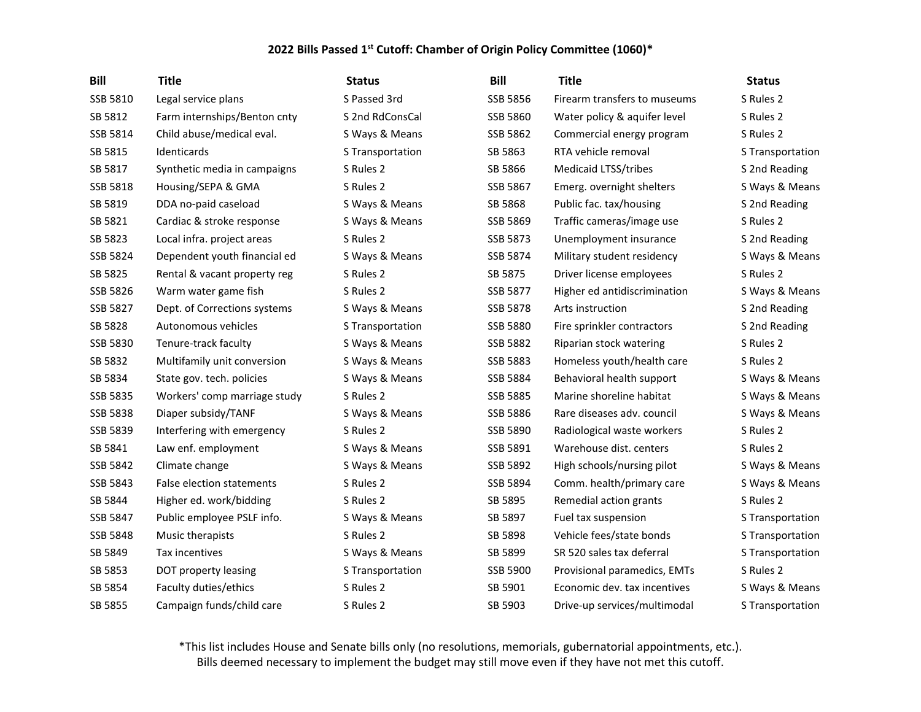# 2022 Bills Passed 1st Cutoff: Chamber of Origin Policy Committee (1060)*

| Bill | Title | Status |
|---|---|---|
| SSB 5810 | Legal service plans | S Passed 3rd |
| SB 5812 | Farm internships/Benton cnty | S 2nd RdConsCal |
| SSB 5814 | Child abuse/medical eval. | S Ways & Means |
| SB 5815 | Identicards | S Transportation |
| SB 5817 | Synthetic media in campaigns | S Rules 2 |
| SSB 5818 | Housing/SEPA & GMA | S Rules 2 |
| SB 5819 | DDA no-paid caseload | S Ways & Means |
| SB 5821 | Cardiac & stroke response | S Ways & Means |
| SB 5823 | Local infra. project areas | S Rules 2 |
| SSB 5824 | Dependent youth financial ed | S Ways & Means |
| SB 5825 | Rental & vacant property reg | S Rules 2 |
| SSB 5826 | Warm water game fish | S Rules 2 |
| SSB 5827 | Dept. of Corrections systems | S Ways & Means |
| SB 5828 | Autonomous vehicles | S Transportation |
| SSB 5830 | Tenure-track faculty | S Ways & Means |
| SB 5832 | Multifamily unit conversion | S Ways & Means |
| SB 5834 | State gov. tech. policies | S Ways & Means |
| SSB 5835 | Workers' comp marriage study | S Rules 2 |
| SSB 5838 | Diaper subsidy/TANF | S Ways & Means |
| SSB 5839 | Interfering with emergency | S Rules 2 |
| SB 5841 | Law enf. employment | S Ways & Means |
| SSB 5842 | Climate change | S Ways & Means |
| SSB 5843 | False election statements | S Rules 2 |
| SB 5844 | Higher ed. work/bidding | S Rules 2 |
| SSB 5847 | Public employee PSLF info. | S Ways & Means |
| SSB 5848 | Music therapists | S Rules 2 |
| SB 5849 | Tax incentives | S Ways & Means |
| SB 5853 | DOT property leasing | S Transportation |
| SB 5854 | Faculty duties/ethics | S Rules 2 |
| SB 5855 | Campaign funds/child care | S Rules 2 |
| SSB 5856 | Firearm transfers to museums | S Rules 2 |
| SSB 5860 | Water policy & aquifer level | S Rules 2 |
| SSB 5862 | Commercial energy program | S Rules 2 |
| SB 5863 | RTA vehicle removal | S Transportation |
| SB 5866 | Medicaid LTSS/tribes | S 2nd Reading |
| SSB 5867 | Emerg. overnight shelters | S Ways & Means |
| SB 5868 | Public fac. tax/housing | S 2nd Reading |
| SSB 5869 | Traffic cameras/image use | S Rules 2 |
| SSB 5873 | Unemployment insurance | S 2nd Reading |
| SSB 5874 | Military student residency | S Ways & Means |
| SB 5875 | Driver license employees | S Rules 2 |
| SSB 5877 | Higher ed antidiscrimination | S Ways & Means |
| SSB 5878 | Arts instruction | S 2nd Reading |
| SSB 5880 | Fire sprinkler contractors | S 2nd Reading |
| SSB 5882 | Riparian stock watering | S Rules 2 |
| SSB 5883 | Homeless youth/health care | S Rules 2 |
| SSB 5884 | Behavioral health support | S Ways & Means |
| SSB 5885 | Marine shoreline habitat | S Ways & Means |
| SSB 5886 | Rare diseases adv. council | S Ways & Means |
| SSB 5890 | Radiological waste workers | S Rules 2 |
| SSB 5891 | Warehouse dist. centers | S Rules 2 |
| SSB 5892 | High schools/nursing pilot | S Ways & Means |
| SSB 5894 | Comm. health/primary care | S Ways & Means |
| SB 5895 | Remedial action grants | S Rules 2 |
| SB 5897 | Fuel tax suspension | S Transportation |
| SB 5898 | Vehicle fees/state bonds | S Transportation |
| SB 5899 | SR 520 sales tax deferral | S Transportation |
| SSB 5900 | Provisional paramedics, EMTs | S Rules 2 |
| SB 5901 | Economic dev. tax incentives | S Ways & Means |
| SB 5903 | Drive-up services/multimodal | S Transportation |

*This list includes House and Senate bills only (no resolutions, memorials, gubernatorial appointments, etc.). Bills deemed necessary to implement the budget may still move even if they have not met this cutoff.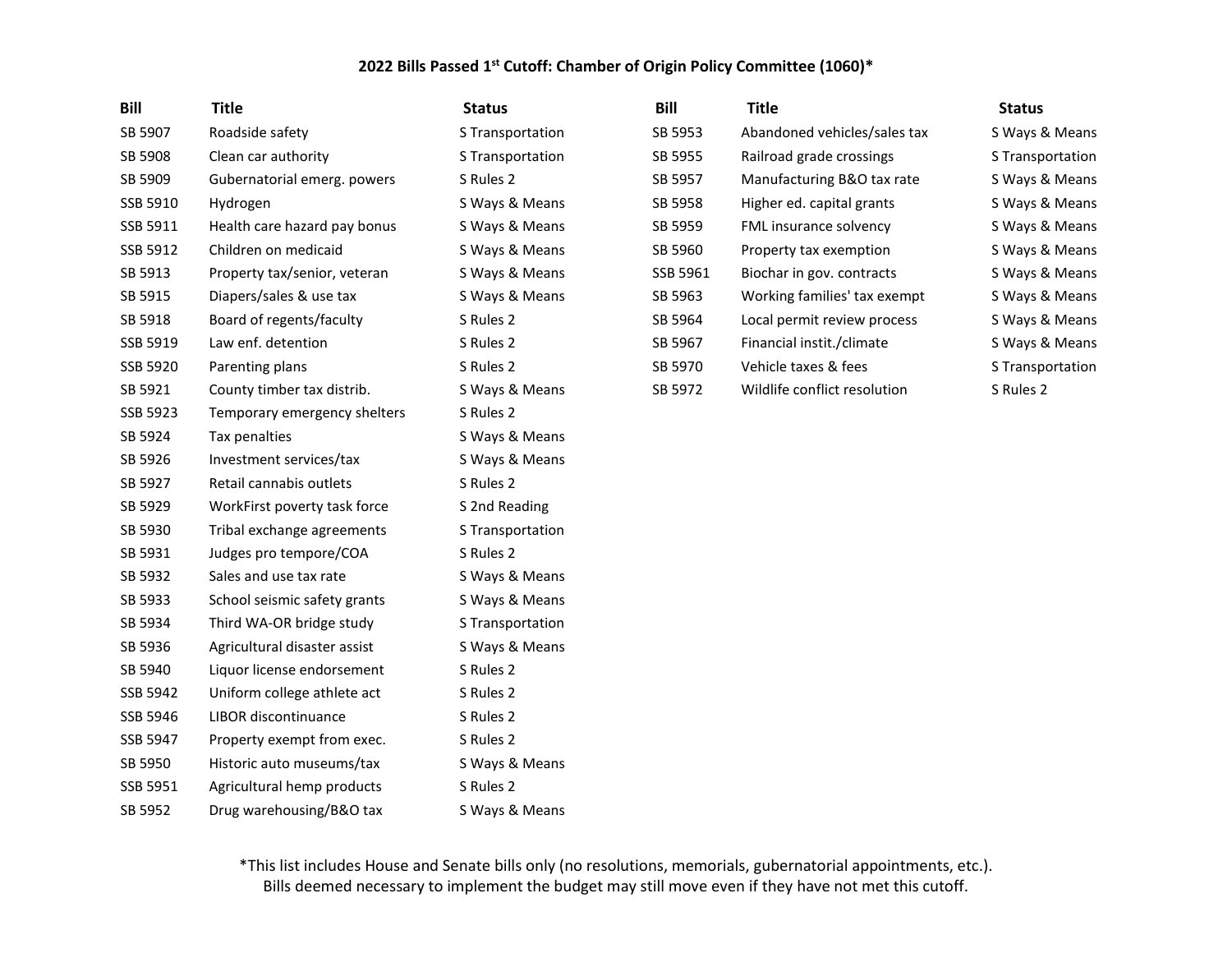### 2022 Bills Passed 1st Cutoff: Chamber of Origin Policy Committee (1060)*

| Bill | Title | Status |
|---|---|---|
| SB 5907 | Roadside safety | S Transportation |
| SB 5908 | Clean car authority | S Transportation |
| SB 5909 | Gubernatorial emerg. powers | S Rules 2 |
| SSB 5910 | Hydrogen | S Ways & Means |
| SSB 5911 | Health care hazard pay bonus | S Ways & Means |
| SSB 5912 | Children on medicaid | S Ways & Means |
| SB 5913 | Property tax/senior, veteran | S Ways & Means |
| SB 5915 | Diapers/sales & use tax | S Ways & Means |
| SB 5918 | Board of regents/faculty | S Rules 2 |
| SSB 5919 | Law enf. detention | S Rules 2 |
| SSB 5920 | Parenting plans | S Rules 2 |
| SB 5921 | County timber tax distrib. | S Ways & Means |
| SSB 5923 | Temporary emergency shelters | S Rules 2 |
| SB 5924 | Tax penalties | S Ways & Means |
| SB 5926 | Investment services/tax | S Ways & Means |
| SB 5927 | Retail cannabis outlets | S Rules 2 |
| SB 5929 | WorkFirst poverty task force | S 2nd Reading |
| SB 5930 | Tribal exchange agreements | S Transportation |
| SB 5931 | Judges pro tempore/COA | S Rules 2 |
| SB 5932 | Sales and use tax rate | S Ways & Means |
| SB 5933 | School seismic safety grants | S Ways & Means |
| SB 5934 | Third WA-OR bridge study | S Transportation |
| SB 5936 | Agricultural disaster assist | S Ways & Means |
| SB 5940 | Liquor license endorsement | S Rules 2 |
| SSB 5942 | Uniform college athlete act | S Rules 2 |
| SSB 5946 | LIBOR discontinuance | S Rules 2 |
| SSB 5947 | Property exempt from exec. | S Rules 2 |
| SB 5950 | Historic auto museums/tax | S Ways & Means |
| SSB 5951 | Agricultural hemp products | S Rules 2 |
| SB 5952 | Drug warehousing/B&O tax | S Ways & Means |
| SB 5953 | Abandoned vehicles/sales tax | S Ways & Means |
| SB 5955 | Railroad grade crossings | S Transportation |
| SB 5957 | Manufacturing B&O tax rate | S Ways & Means |
| SB 5958 | Higher ed. capital grants | S Ways & Means |
| SB 5959 | FML insurance solvency | S Ways & Means |
| SB 5960 | Property tax exemption | S Ways & Means |
| SSB 5961 | Biochar in gov. contracts | S Ways & Means |
| SB 5963 | Working families' tax exempt | S Ways & Means |
| SB 5964 | Local permit review process | S Ways & Means |
| SB 5967 | Financial instit./climate | S Ways & Means |
| SB 5970 | Vehicle taxes & fees | S Transportation |
| SB 5972 | Wildlife conflict resolution | S Rules 2 |

*This list includes House and Senate bills only (no resolutions, memorials, gubernatorial appointments, etc.). Bills deemed necessary to implement the budget may still move even if they have not met this cutoff.